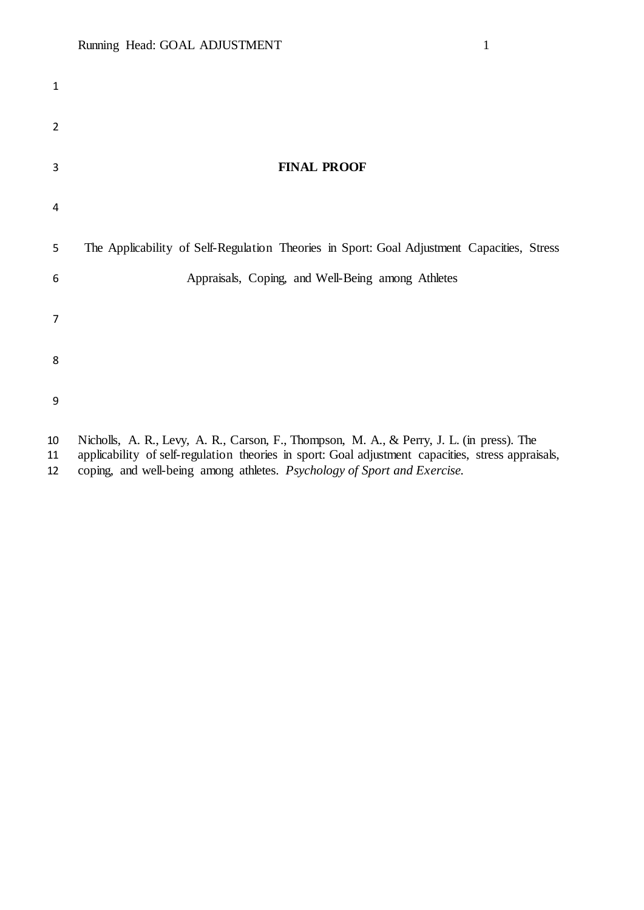**FINAL PROOF**

# The Applicability of Self-Regulation Theories in Sport: Goal Adjustment Capacities, Stress Appraisals, Coping, and Well-Being among Athletes

Nicholls, A. R., Levy, A. R., Carson, F., Thompson, M. A., & Perry, J. L. (in press). The applicability of self-regulation theories in sport: Goal adjustment capacities, stress appraisals, coping, and well-being among athletes. *Psychology of Sport and Exercise.*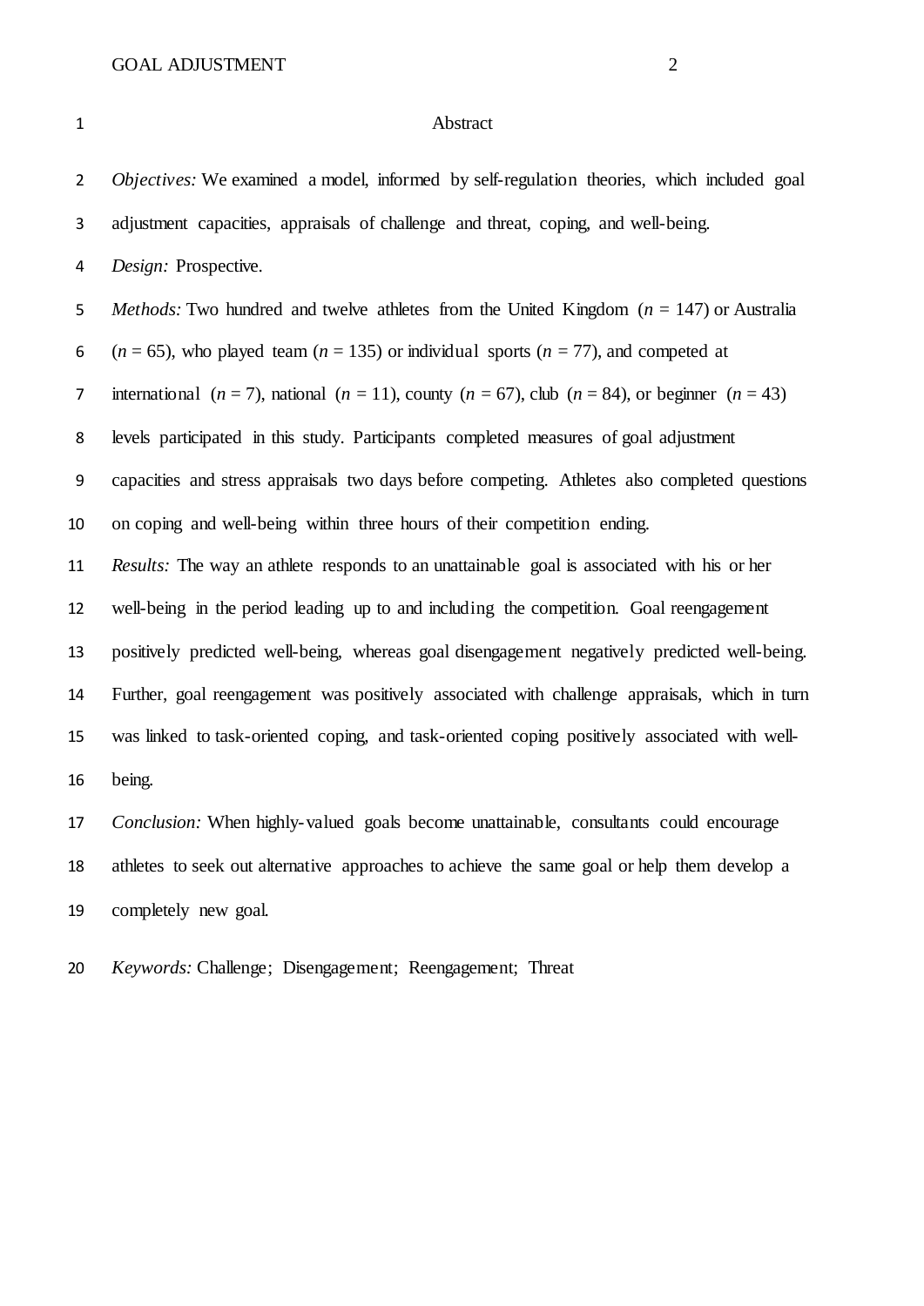# Abstract

*Objectives:* We examined a model, informed by self-regulation theories, which included goal adjustment capacities, appraisals of challenge and threat, coping, and well-being.

*Design:* Prospective.

*Methods:* Two hundred and twelve athletes from the United Kingdom ($n$ = 147) or Australia ($n$ = 65), who played team ($n$ = 135) or individual sports ($n$ = 77), and competed at international ($n$ = 7), national ($n$ = 11), county ($n$ = 67), club ($n$ = 84), or beginner ($n$ = 43) levels participated in this study. Participants completed measures of goal adjustment capacities and stress appraisals two days before competing. Athletes also completed questions on coping and well-being within three hours of their competition ending.

*Results:* The way an athlete responds to an unattainable goal is associated with his or her well-being in the period leading up to and including the competition. Goal reengagement positively predicted well-being, whereas goal disengagement negatively predicted well-being. Further, goal reengagement was positively associated with challenge appraisals, which in turn was linked to task-oriented coping, and task-oriented coping positively associated with well-being.

*Conclusion:* When highly-valued goals become unattainable, consultants could encourage athletes to seek out alternative approaches to achieve the same goal or help them develop a completely new goal.

*Keywords:* Challenge; Disengagement; Reengagement; Threat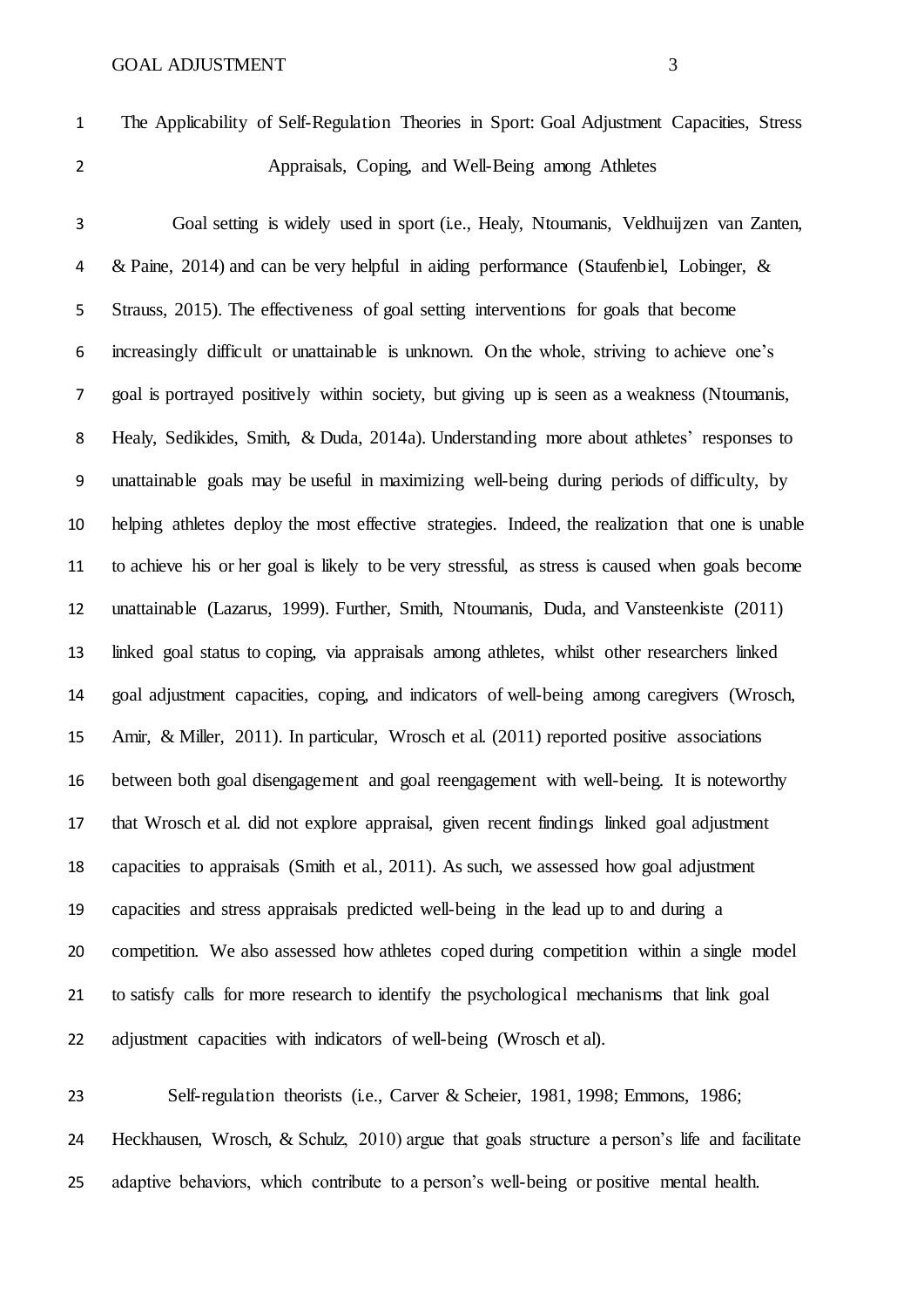# The Applicability of Self-Regulation Theories in Sport: Goal Adjustment Capacities, Stress Appraisals, Coping, and Well-Being among Athletes

Goal setting is widely used in sport (i.e., Healy, Ntoumanis, Veldhuijzen van Zanten, & Paine, 2014) and can be very helpful in aiding performance (Staufenbiel, Lobinger, & Strauss, 2015). The effectiveness of goal setting interventions for goals that become increasingly difficult or unattainable is unknown. On the whole, striving to achieve one's goal is portrayed positively within society, but giving up is seen as a weakness (Ntoumanis, Healy, Sedikides, Smith, & Duda, 2014a). Understanding more about athletes' responses to unattainable goals may be useful in maximizing well-being during periods of difficulty, by helping athletes deploy the most effective strategies. Indeed, the realization that one is unable to achieve his or her goal is likely to be very stressful, as stress is caused when goals become unattainable (Lazarus, 1999). Further, Smith, Ntoumanis, Duda, and Vansteenkiste (2011) linked goal status to coping, via appraisals among athletes, whilst other researchers linked goal adjustment capacities, coping, and indicators of well-being among caregivers (Wrosch, Amir, & Miller, 2011). In particular, Wrosch et al. (2011) reported positive associations between both goal disengagement and goal reengagement with well-being. It is noteworthy that Wrosch et al. did not explore appraisal, given recent findings linked goal adjustment capacities to appraisals (Smith et al., 2011). As such, we assessed how goal adjustment capacities and stress appraisals predicted well-being in the lead up to and during a competition. We also assessed how athletes coped during competition within a single model to satisfy calls for more research to identify the psychological mechanisms that link goal adjustment capacities with indicators of well-being (Wrosch et al).

Self-regulation theorists (i.e., Carver & Scheier, 1981, 1998; Emmons, 1986; Heckhausen, Wrosch, & Schulz, 2010) argue that goals structure a person's life and facilitate adaptive behaviors, which contribute to a person's well-being or positive mental health.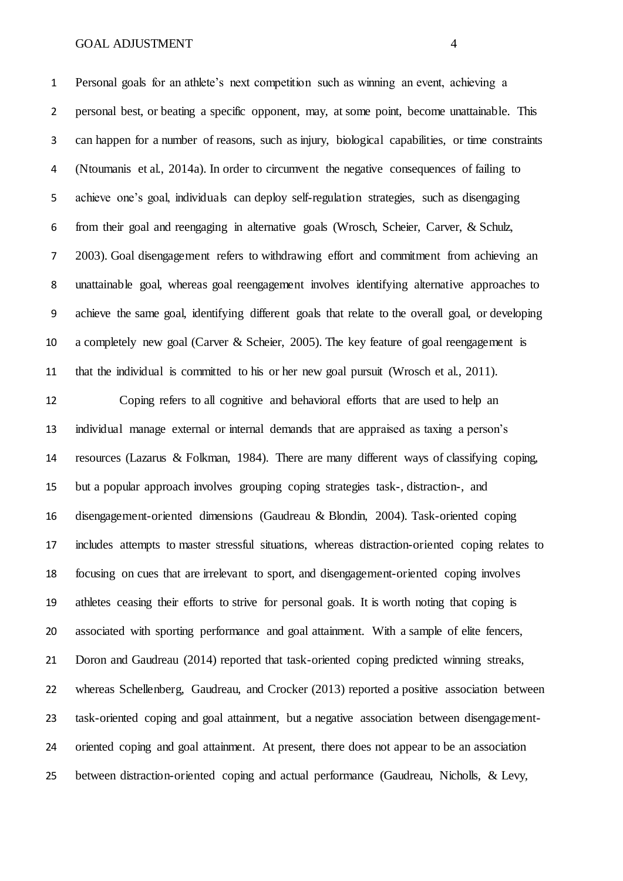Personal goals for an athlete's next competition such as winning an event, achieving a personal best, or beating a specific opponent, may, at some point, become unattainable. This can happen for a number of reasons, such as injury, biological capabilities, or time constraints (Ntoumanis et al., 2014a). In order to circumvent the negative consequences of failing to achieve one's goal, individuals can deploy self-regulation strategies, such as disengaging from their goal and reengaging in alternative goals (Wrosch, Scheier, Carver, & Schulz, 2003). Goal disengagement refers to withdrawing effort and commitment from achieving an unattainable goal, whereas goal reengagement involves identifying alternative approaches to achieve the same goal, identifying different goals that relate to the overall goal, or developing a completely new goal (Carver & Scheier, 2005). The key feature of goal reengagement is that the individual is committed to his or her new goal pursuit (Wrosch et al., 2011).

Coping refers to all cognitive and behavioral efforts that are used to help an individual manage external or internal demands that are appraised as taxing a person's resources (Lazarus & Folkman, 1984). There are many different ways of classifying coping, but a popular approach involves grouping coping strategies task-, distraction-, and disengagement-oriented dimensions (Gaudreau & Blondin, 2004). Task-oriented coping includes attempts to master stressful situations, whereas distraction-oriented coping relates to focusing on cues that are irrelevant to sport, and disengagement-oriented coping involves athletes ceasing their efforts to strive for personal goals. It is worth noting that coping is associated with sporting performance and goal attainment. With a sample of elite fencers, Doron and Gaudreau (2014) reported that task-oriented coping predicted winning streaks, whereas Schellenberg, Gaudreau, and Crocker (2013) reported a positive association between task-oriented coping and goal attainment, but a negative association between disengagement-oriented coping and goal attainment. At present, there does not appear to be an association between distraction-oriented coping and actual performance (Gaudreau, Nicholls, & Levy,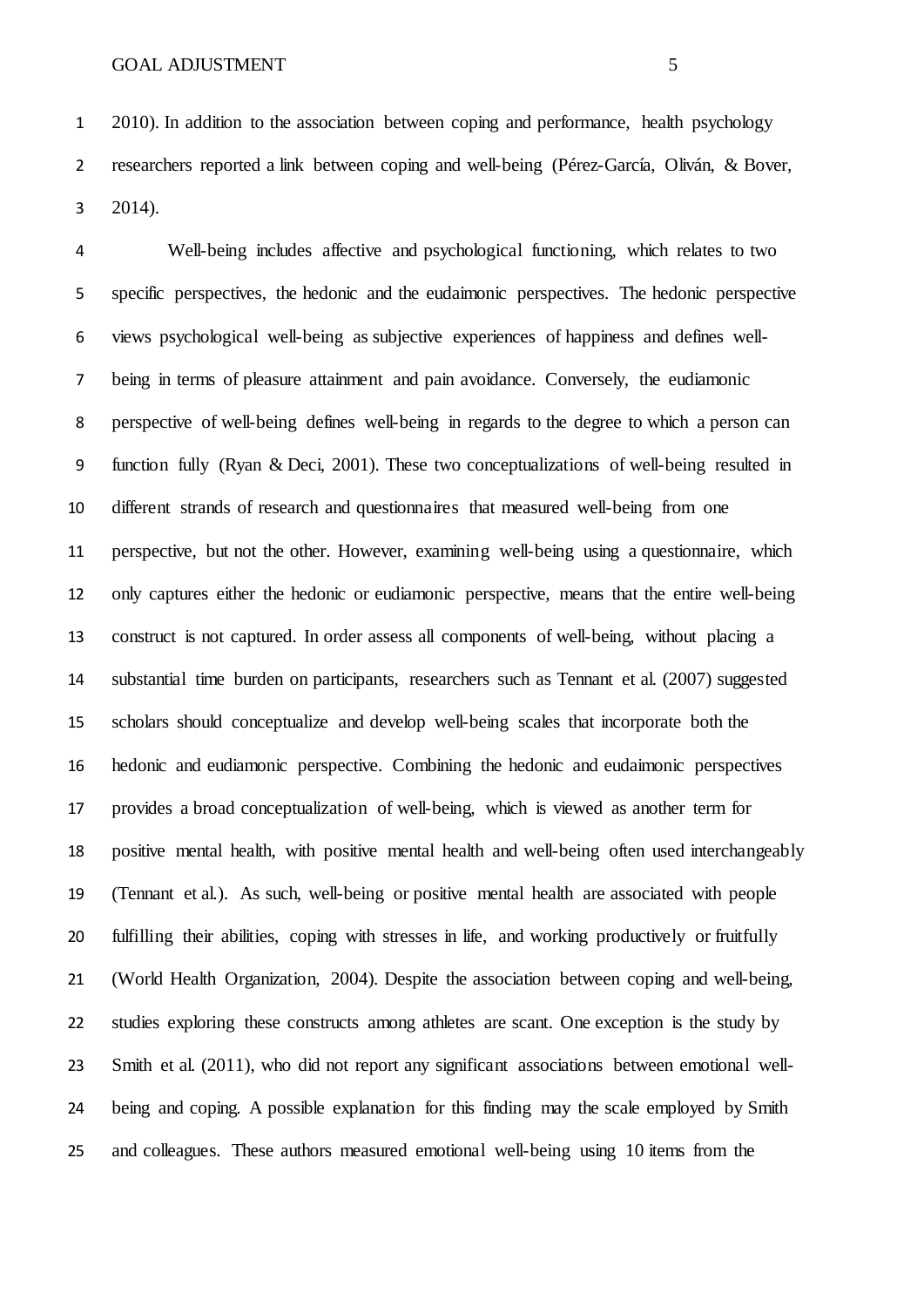2010). In addition to the association between coping and performance, health psychology researchers reported a link between coping and well-being (Pérez-García, Oliván, & Bover, 2014).

Well-being includes affective and psychological functioning, which relates to two specific perspectives, the hedonic and the eudaimonic perspectives. The hedonic perspective views psychological well-being as subjective experiences of happiness and defines well-being in terms of pleasure attainment and pain avoidance. Conversely, the eudiamonic perspective of well-being defines well-being in regards to the degree to which a person can function fully (Ryan & Deci, 2001). These two conceptualizations of well-being resulted in different strands of research and questionnaires that measured well-being from one perspective, but not the other. However, examining well-being using a questionnaire, which only captures either the hedonic or eudiamonic perspective, means that the entire well-being construct is not captured. In order assess all components of well-being, without placing a substantial time burden on participants, researchers such as Tennant et al. (2007) suggested scholars should conceptualize and develop well-being scales that incorporate both the hedonic and eudiamonic perspective. Combining the hedonic and eudaimonic perspectives provides a broad conceptualization of well-being, which is viewed as another term for positive mental health, with positive mental health and well-being often used interchangeably (Tennant et al.). As such, well-being or positive mental health are associated with people fulfilling their abilities, coping with stresses in life, and working productively or fruitfully (World Health Organization, 2004). Despite the association between coping and well-being, studies exploring these constructs among athletes are scant. One exception is the study by Smith et al. (2011), who did not report any significant associations between emotional well-being and coping. A possible explanation for this finding may the scale employed by Smith and colleagues. These authors measured emotional well-being using 10 items from the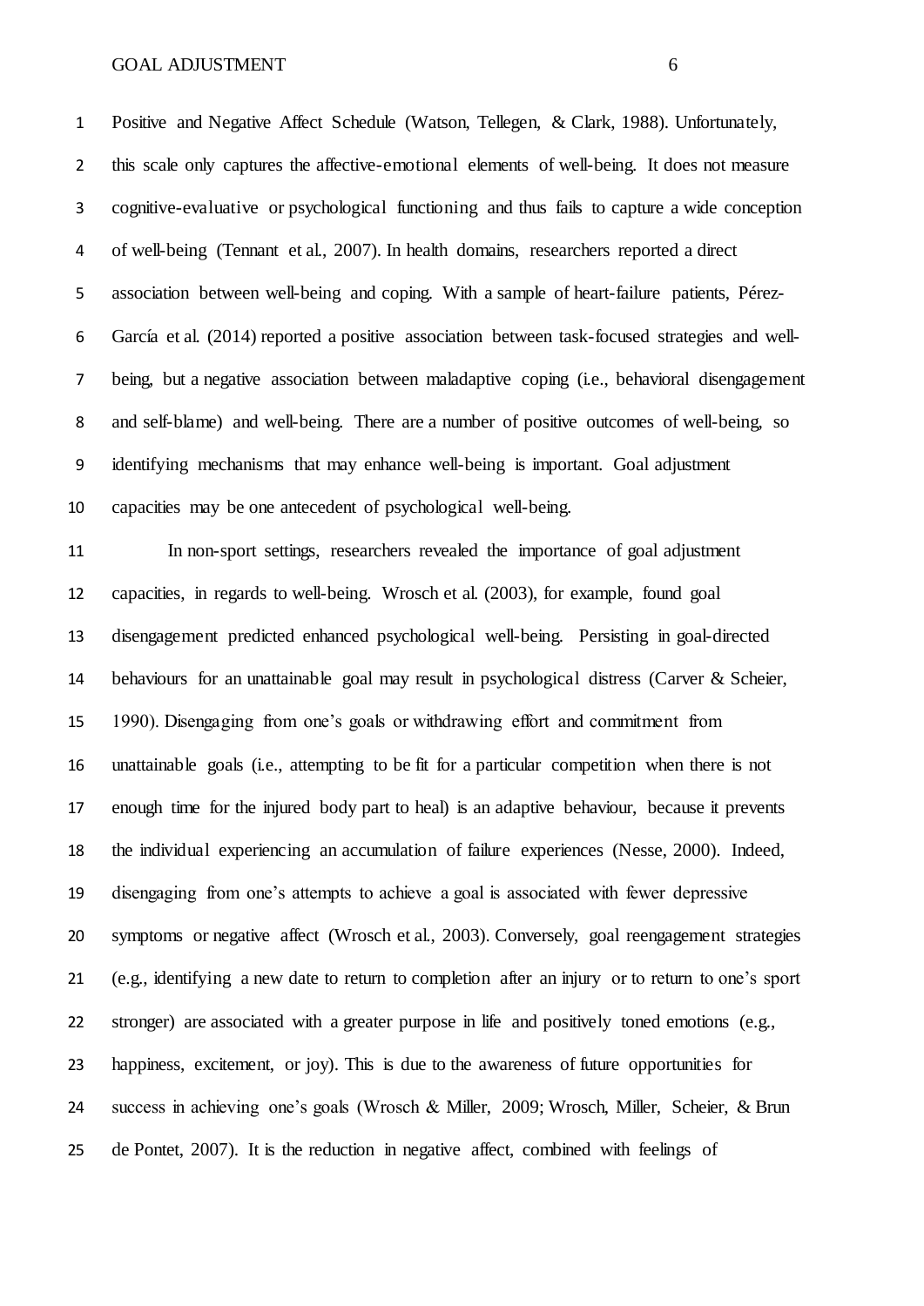Positive and Negative Affect Schedule (Watson, Tellegen, & Clark, 1988). Unfortunately, this scale only captures the affective-emotional elements of well-being. It does not measure cognitive-evaluative or psychological functioning and thus fails to capture a wide conception of well-being (Tennant et al., 2007). In health domains, researchers reported a direct association between well-being and coping. With a sample of heart-failure patients, Pérez-García et al. (2014) reported a positive association between task-focused strategies and well-being, but a negative association between maladaptive coping (i.e., behavioral disengagement and self-blame) and well-being. There are a number of positive outcomes of well-being, so identifying mechanisms that may enhance well-being is important. Goal adjustment capacities may be one antecedent of psychological well-being.

In non-sport settings, researchers revealed the importance of goal adjustment capacities, in regards to well-being. Wrosch et al. (2003), for example, found goal disengagement predicted enhanced psychological well-being. Persisting in goal-directed behaviours for an unattainable goal may result in psychological distress (Carver & Scheier, 1990). Disengaging from one's goals or withdrawing effort and commitment from unattainable goals (i.e., attempting to be fit for a particular competition when there is not enough time for the injured body part to heal) is an adaptive behaviour, because it prevents the individual experiencing an accumulation of failure experiences (Nesse, 2000). Indeed, disengaging from one's attempts to achieve a goal is associated with fewer depressive symptoms or negative affect (Wrosch et al., 2003). Conversely, goal reengagement strategies (e.g., identifying a new date to return to completion after an injury or to return to one's sport stronger) are associated with a greater purpose in life and positively toned emotions (e.g., happiness, excitement, or joy). This is due to the awareness of future opportunities for success in achieving one's goals (Wrosch & Miller, 2009; Wrosch, Miller, Scheier, & Brun de Pontet, 2007). It is the reduction in negative affect, combined with feelings of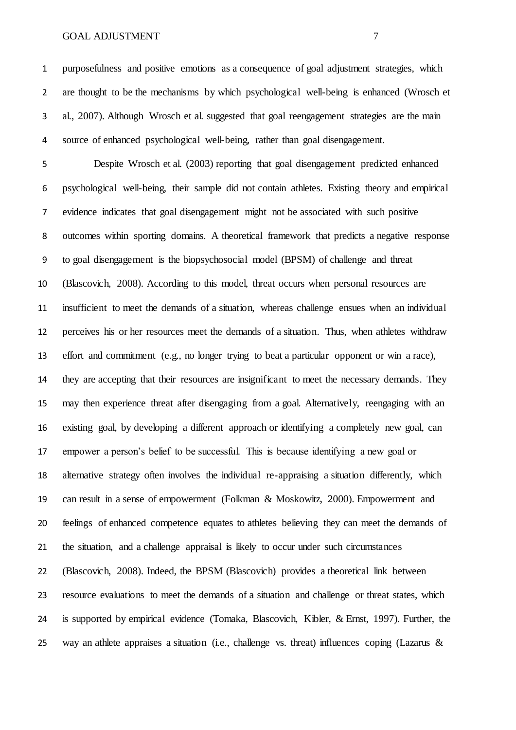purposefulness and positive emotions as a consequence of goal adjustment strategies, which are thought to be the mechanisms by which psychological well-being is enhanced (Wrosch et al., 2007). Although Wrosch et al. suggested that goal reengagement strategies are the main source of enhanced psychological well-being, rather than goal disengagement.

Despite Wrosch et al. (2003) reporting that goal disengagement predicted enhanced psychological well-being, their sample did not contain athletes. Existing theory and empirical evidence indicates that goal disengagement might not be associated with such positive outcomes within sporting domains. A theoretical framework that predicts a negative response to goal disengagement is the biopsychosocial model (BPSM) of challenge and threat (Blascovich, 2008). According to this model, threat occurs when personal resources are insufficient to meet the demands of a situation, whereas challenge ensues when an individual perceives his or her resources meet the demands of a situation. Thus, when athletes withdraw effort and commitment (e.g., no longer trying to beat a particular opponent or win a race), they are accepting that their resources are insignificant to meet the necessary demands. They may then experience threat after disengaging from a goal. Alternatively, reengaging with an existing goal, by developing a different approach or identifying a completely new goal, can empower a person's belief to be successful. This is because identifying a new goal or alternative strategy often involves the individual re-appraising a situation differently, which can result in a sense of empowerment (Folkman & Moskowitz, 2000). Empowerment and feelings of enhanced competence equates to athletes believing they can meet the demands of the situation, and a challenge appraisal is likely to occur under such circumstances (Blascovich, 2008). Indeed, the BPSM (Blascovich) provides a theoretical link between resource evaluations to meet the demands of a situation and challenge or threat states, which is supported by empirical evidence (Tomaka, Blascovich, Kibler, & Ernst, 1997). Further, the way an athlete appraises a situation (i.e., challenge vs. threat) influences coping (Lazarus &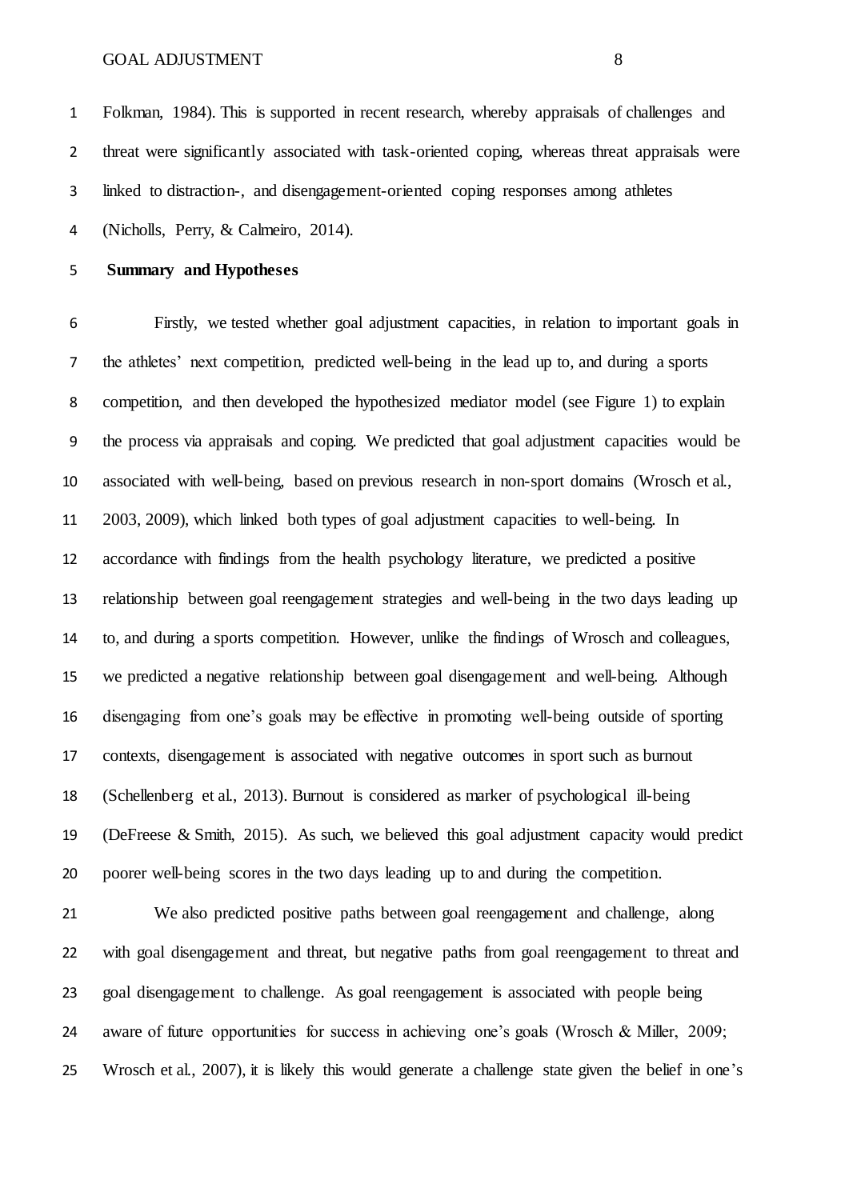Folkman, 1984). This is supported in recent research, whereby appraisals of challenges and threat were significantly associated with task-oriented coping, whereas threat appraisals were linked to distraction-, and disengagement-oriented coping responses among athletes (Nicholls, Perry, & Calmeiro, 2014).

## Summary and Hypotheses

Firstly, we tested whether goal adjustment capacities, in relation to important goals in the athletes' next competition, predicted well-being in the lead up to, and during a sports competition, and then developed the hypothesized mediator model (see Figure 1) to explain the process via appraisals and coping. We predicted that goal adjustment capacities would be associated with well-being, based on previous research in non-sport domains (Wrosch et al., 2003, 2009), which linked both types of goal adjustment capacities to well-being. In accordance with findings from the health psychology literature, we predicted a positive relationship between goal reengagement strategies and well-being in the two days leading up to, and during a sports competition. However, unlike the findings of Wrosch and colleagues, we predicted a negative relationship between goal disengagement and well-being. Although disengaging from one's goals may be effective in promoting well-being outside of sporting contexts, disengagement is associated with negative outcomes in sport such as burnout (Schellenberg et al., 2013). Burnout is considered as marker of psychological ill-being (DeFreese & Smith, 2015). As such, we believed this goal adjustment capacity would predict poorer well-being scores in the two days leading up to and during the competition.

We also predicted positive paths between goal reengagement and challenge, along with goal disengagement and threat, but negative paths from goal reengagement to threat and goal disengagement to challenge. As goal reengagement is associated with people being aware of future opportunities for success in achieving one's goals (Wrosch & Miller, 2009; Wrosch et al., 2007), it is likely this would generate a challenge state given the belief in one's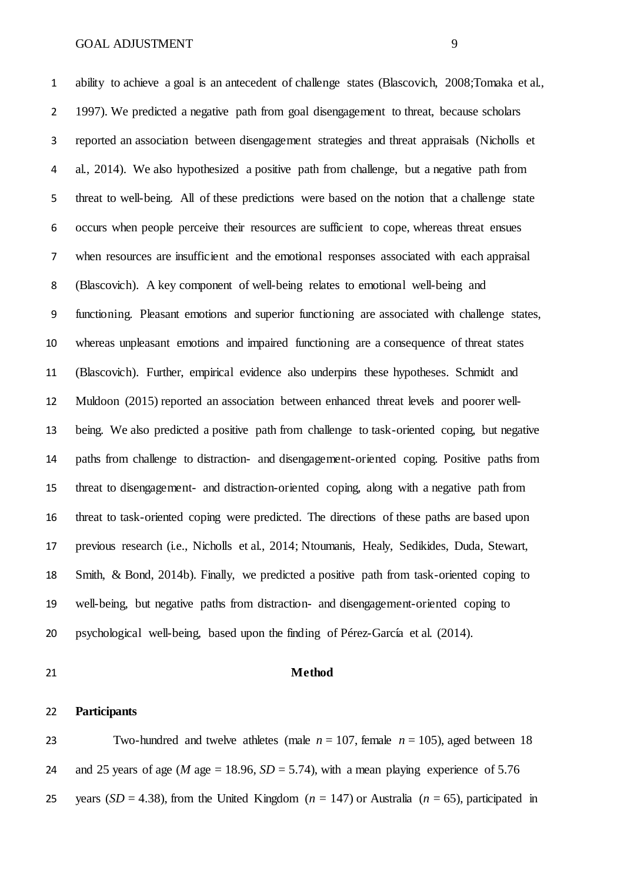ability to achieve a goal is an antecedent of challenge states (Blascovich, 2008;Tomaka et al., 1997). We predicted a negative path from goal disengagement to threat, because scholars reported an association between disengagement strategies and threat appraisals (Nicholls et al., 2014). We also hypothesized a positive path from challenge, but a negative path from threat to well-being. All of these predictions were based on the notion that a challenge state occurs when people perceive their resources are sufficient to cope, whereas threat ensues when resources are insufficient and the emotional responses associated with each appraisal (Blascovich). A key component of well-being relates to emotional well-being and functioning. Pleasant emotions and superior functioning are associated with challenge states, whereas unpleasant emotions and impaired functioning are a consequence of threat states (Blascovich). Further, empirical evidence also underpins these hypotheses. Schmidt and Muldoon (2015) reported an association between enhanced threat levels and poorer well-being. We also predicted a positive path from challenge to task-oriented coping, but negative paths from challenge to distraction- and disengagement-oriented coping. Positive paths from threat to disengagement- and distraction-oriented coping, along with a negative path from threat to task-oriented coping were predicted. The directions of these paths are based upon previous research (i.e., Nicholls et al., 2014; Ntoumanis, Healy, Sedikides, Duda, Stewart, Smith, & Bond, 2014b). Finally, we predicted a positive path from task-oriented coping to well-being, but negative paths from distraction- and disengagement-oriented coping to psychological well-being, based upon the finding of Pérez-García et al. (2014).

## Method

### Participants

Two-hundred and twelve athletes (male *n* = 107, female *n* = 105), aged between 18 and 25 years of age (*M* age = 18.96, *SD* = 5.74), with a mean playing experience of 5.76 years (*SD* = 4.38), from the United Kingdom (*n* = 147) or Australia (*n* = 65), participated in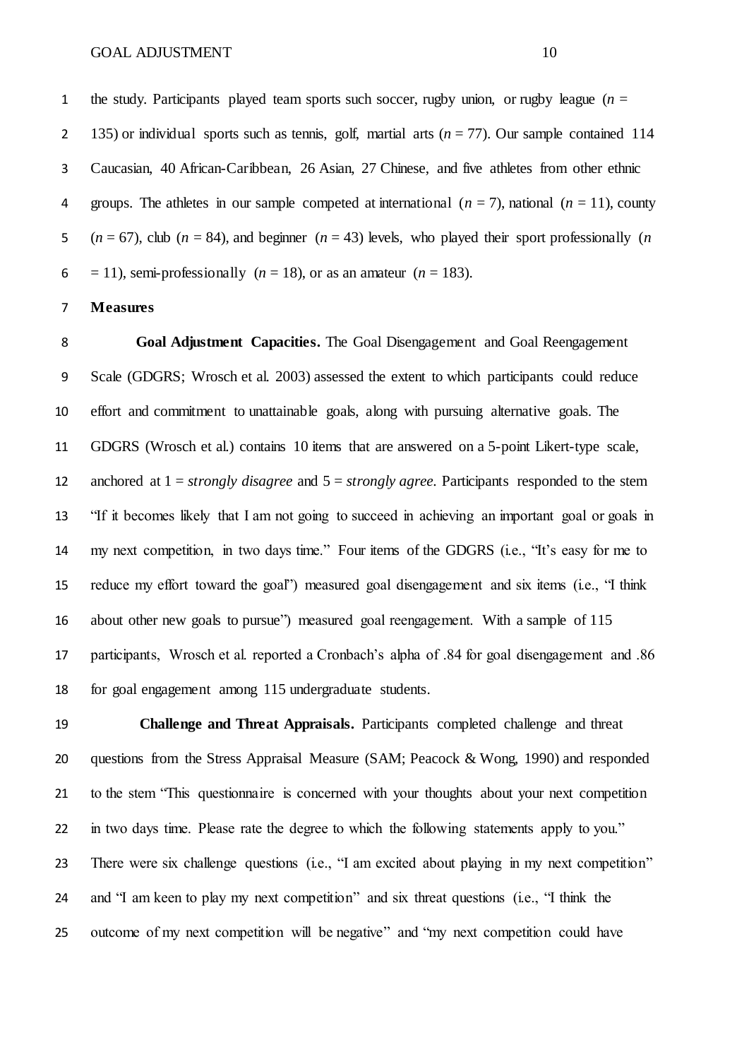the study. Participants played team sports such soccer, rugby union, or rugby league ($n$ = 135) or individual sports such as tennis, golf, martial arts ($n$ = 77). Our sample contained 114 Caucasian, 40 African-Caribbean, 26 Asian, 27 Chinese, and five athletes from other ethnic groups. The athletes in our sample competed at international ($n$ = 7), national ($n$ = 11), county ($n$ = 67), club ($n$ = 84), and beginner ($n$ = 43) levels, who played their sport professionally ($n$ = 11), semi-professionally ($n$ = 18), or as an amateur ($n$ = 183).

**Measures**

**Goal Adjustment Capacities.** The Goal Disengagement and Goal Reengagement Scale (GDGRS; Wrosch et al. 2003) assessed the extent to which participants could reduce effort and commitment to unattainable goals, along with pursuing alternative goals. The GDGRS (Wrosch et al.) contains 10 items that are answered on a 5-point Likert-type scale, anchored at 1 = *strongly disagree* and 5 = *strongly agree.* Participants responded to the stem "If it becomes likely that I am not going to succeed in achieving an important goal or goals in my next competition, in two days time." Four items of the GDGRS (i.e., "It's easy for me to reduce my effort toward the goal") measured goal disengagement and six items (i.e., "I think about other new goals to pursue") measured goal reengagement. With a sample of 115 participants, Wrosch et al. reported a Cronbach's alpha of .84 for goal disengagement and .86 for goal engagement among 115 undergraduate students.

**Challenge and Threat Appraisals.** Participants completed challenge and threat questions from the Stress Appraisal Measure (SAM; Peacock & Wong, 1990) and responded to the stem "This questionnaire is concerned with your thoughts about your next competition in two days time. Please rate the degree to which the following statements apply to you." There were six challenge questions (i.e., "I am excited about playing in my next competition" and "I am keen to play my next competition" and six threat questions (i.e., "I think the outcome of my next competition will be negative" and "my next competition could have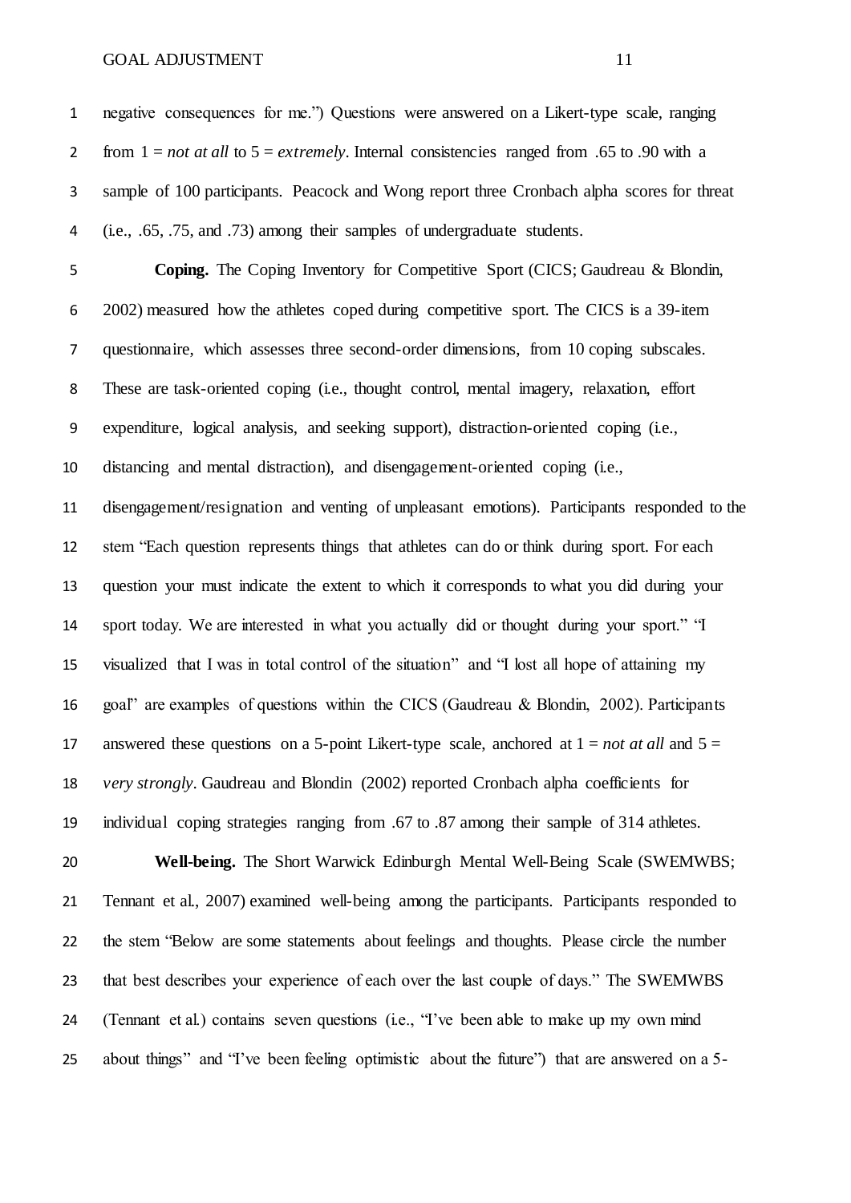negative consequences for me.") Questions were answered on a Likert-type scale, ranging from 1 = *not at all* to 5 = *extremely*. Internal consistencies ranged from .65 to .90 with a sample of 100 participants. Peacock and Wong report three Cronbach alpha scores for threat (i.e., .65, .75, and .73) among their samples of undergraduate students.

**Coping.** The Coping Inventory for Competitive Sport (CICS; Gaudreau & Blondin, 2002) measured how the athletes coped during competitive sport. The CICS is a 39-item questionnaire, which assesses three second-order dimensions, from 10 coping subscales. These are task-oriented coping (i.e., thought control, mental imagery, relaxation, effort expenditure, logical analysis, and seeking support), distraction-oriented coping (i.e., distancing and mental distraction), and disengagement-oriented coping (i.e., disengagement/resignation and venting of unpleasant emotions). Participants responded to the stem "Each question represents things that athletes can do or think during sport. For each question your must indicate the extent to which it corresponds to what you did during your sport today. We are interested in what you actually did or thought during your sport." "I visualized that I was in total control of the situation" and "I lost all hope of attaining my goal" are examples of questions within the CICS (Gaudreau & Blondin, 2002). Participants answered these questions on a 5-point Likert-type scale, anchored at 1 = *not at all* and 5 = *very strongly*. Gaudreau and Blondin (2002) reported Cronbach alpha coefficients for individual coping strategies ranging from .67 to .87 among their sample of 314 athletes.

**Well-being.** The Short Warwick Edinburgh Mental Well-Being Scale (SWEMWBS; Tennant et al., 2007) examined well-being among the participants. Participants responded to the stem "Below are some statements about feelings and thoughts. Please circle the number that best describes your experience of each over the last couple of days." The SWEMWBS (Tennant et al.) contains seven questions (i.e., "I've been able to make up my own mind about things" and "I've been feeling optimistic about the future") that are answered on a 5-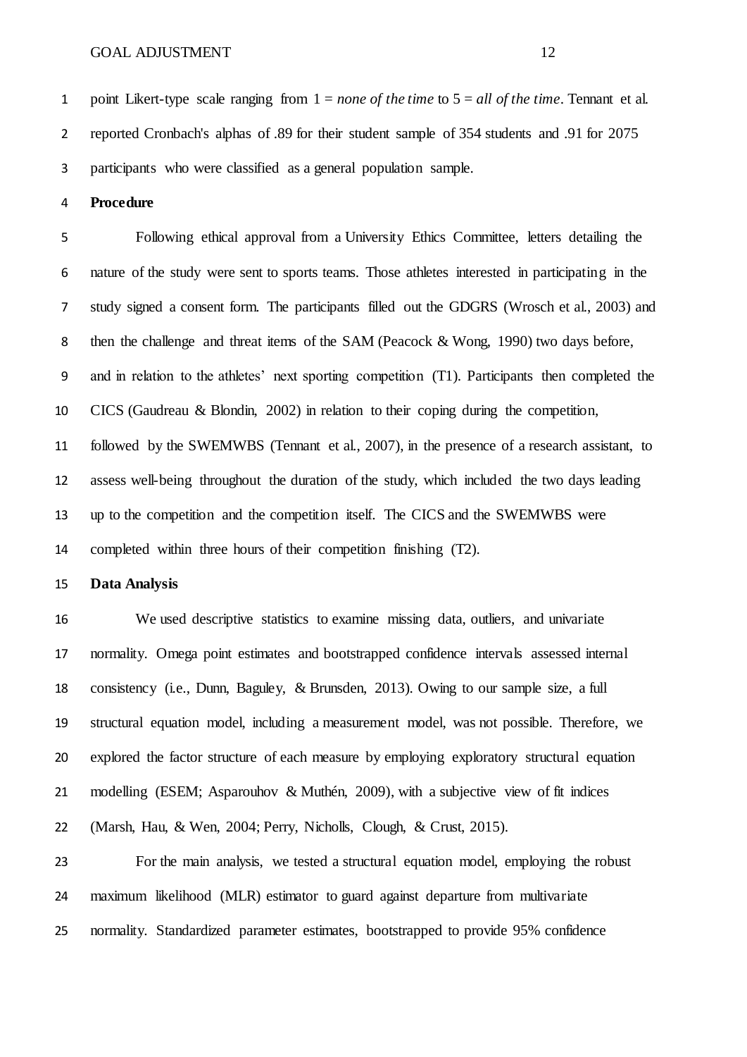point Likert-type scale ranging from 1 = *none of the time* to 5 = *all of the time*. Tennant et al. reported Cronbach's alphas of .89 for their student sample of 354 students and .91 for 2075 participants who were classified as a general population sample.

**Procedure**

Following ethical approval from a University Ethics Committee, letters detailing the nature of the study were sent to sports teams. Those athletes interested in participating in the study signed a consent form. The participants filled out the GDGRS (Wrosch et al., 2003) and then the challenge and threat items of the SAM (Peacock & Wong, 1990) two days before, and in relation to the athletes' next sporting competition (T1). Participants then completed the CICS (Gaudreau & Blondin, 2002) in relation to their coping during the competition, followed by the SWEMWBS (Tennant et al., 2007), in the presence of a research assistant, to assess well-being throughout the duration of the study, which included the two days leading up to the competition and the competition itself. The CICS and the SWEMWBS were completed within three hours of their competition finishing (T2).

**Data Analysis**

We used descriptive statistics to examine missing data, outliers, and univariate normality. Omega point estimates and bootstrapped confidence intervals assessed internal consistency (i.e., Dunn, Baguley, & Brunsden, 2013). Owing to our sample size, a full structural equation model, including a measurement model, was not possible. Therefore, we explored the factor structure of each measure by employing exploratory structural equation modelling (ESEM; Asparouhov & Muthén, 2009), with a subjective view of fit indices (Marsh, Hau, & Wen, 2004; Perry, Nicholls, Clough, & Crust, 2015).

For the main analysis, we tested a structural equation model, employing the robust maximum likelihood (MLR) estimator to guard against departure from multivariate normality. Standardized parameter estimates, bootstrapped to provide 95% confidence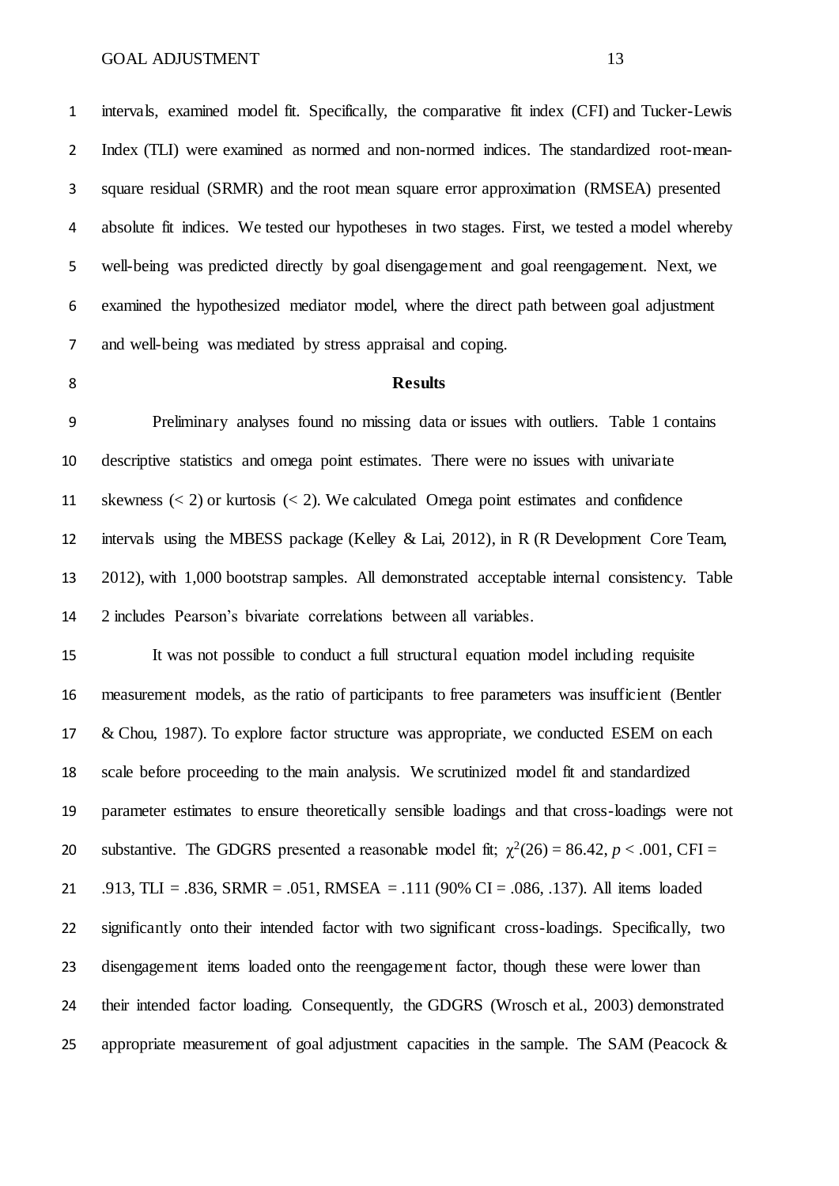intervals, examined model fit. Specifically, the comparative fit index (CFI) and Tucker-Lewis Index (TLI) were examined as normed and non-normed indices. The standardized root-mean-square residual (SRMR) and the root mean square error approximation (RMSEA) presented absolute fit indices. We tested our hypotheses in two stages. First, we tested a model whereby well-being was predicted directly by goal disengagement and goal reengagement. Next, we examined the hypothesized mediator model, where the direct path between goal adjustment and well-being was mediated by stress appraisal and coping.

## Results

Preliminary analyses found no missing data or issues with outliers. Table 1 contains descriptive statistics and omega point estimates. There were no issues with univariate skewness (< 2) or kurtosis (< 2). We calculated Omega point estimates and confidence intervals using the MBESS package (Kelley & Lai, 2012), in R (R Development Core Team, 2012), with 1,000 bootstrap samples. All demonstrated acceptable internal consistency. Table 2 includes Pearson's bivariate correlations between all variables.

It was not possible to conduct a full structural equation model including requisite measurement models, as the ratio of participants to free parameters was insufficient (Bentler & Chou, 1987). To explore factor structure was appropriate, we conducted ESEM on each scale before proceeding to the main analysis. We scrutinized model fit and standardized parameter estimates to ensure theoretically sensible loadings and that cross-loadings were not substantive. The GDGRS presented a reasonable model fit; $\chi^2(26) = 86.42$, $p < .001$, CFI = .913, TLI = .836, SRMR = .051, RMSEA = .111 (90% CI = .086, .137). All items loaded significantly onto their intended factor with two significant cross-loadings. Specifically, two disengagement items loaded onto the reengagement factor, though these were lower than their intended factor loading. Consequently, the GDGRS (Wrosch et al., 2003) demonstrated appropriate measurement of goal adjustment capacities in the sample. The SAM (Peacock &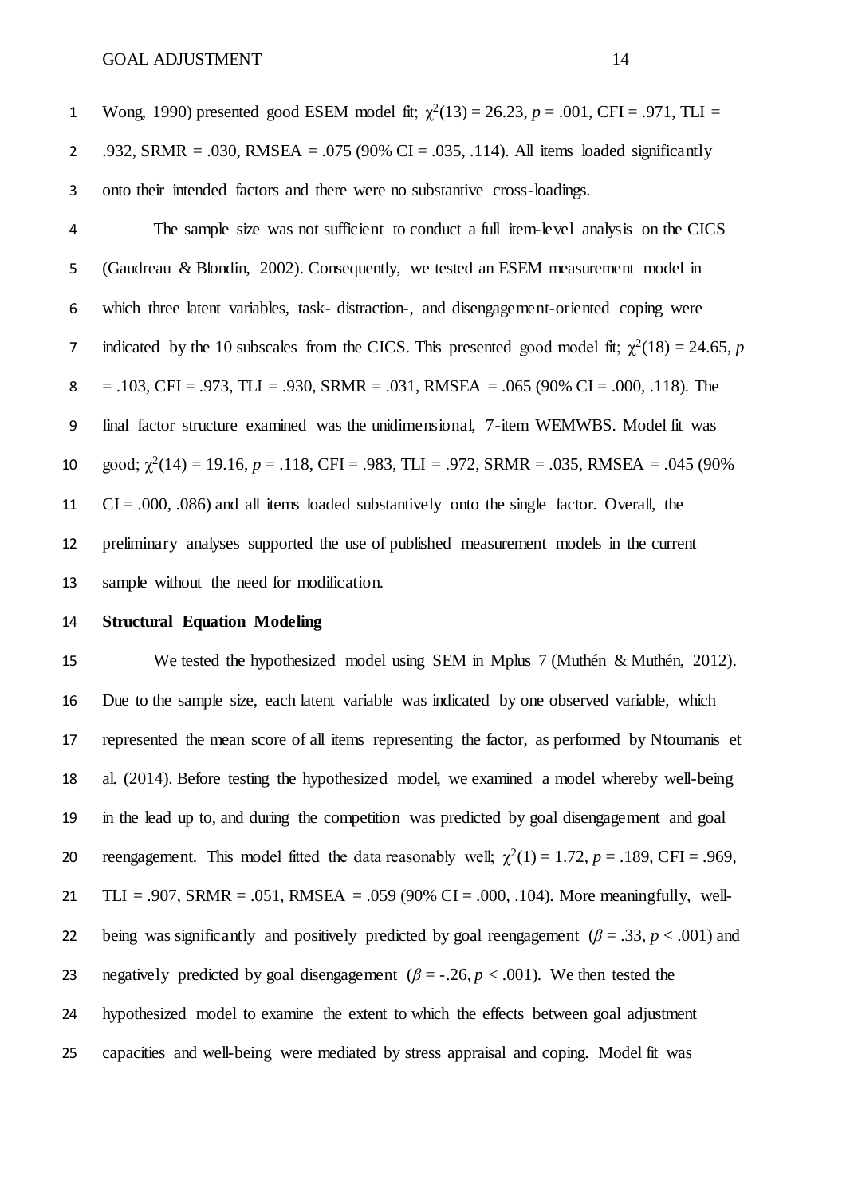Wong, 1990) presented good ESEM model fit; $\chi^2(13) = 26.23$, $p = .001$, CFI = .971, TLI = .932, SRMR = .030, RMSEA = .075 (90% CI = .035, .114). All items loaded significantly onto their intended factors and there were no substantive cross-loadings.

The sample size was not sufficient to conduct a full item-level analysis on the CICS (Gaudreau & Blondin, 2002). Consequently, we tested an ESEM measurement model in which three latent variables, task- distraction-, and disengagement-oriented coping were indicated by the 10 subscales from the CICS. This presented good model fit; $\chi^2(18) = 24.65$, $p = .103$, CFI = .973, TLI = .930, SRMR = .031, RMSEA = .065 (90% CI = .000, .118). The final factor structure examined was the unidimensional, 7-item WEMWBS. Model fit was good; $\chi^2(14) = 19.16$, $p = .118$, CFI = .983, TLI = .972, SRMR = .035, RMSEA = .045 (90% CI = .000, .086) and all items loaded substantively onto the single factor. Overall, the preliminary analyses supported the use of published measurement models in the current sample without the need for modification.

**Structural Equation Modeling**

We tested the hypothesized model using SEM in Mplus 7 (Muthén & Muthén, 2012). Due to the sample size, each latent variable was indicated by one observed variable, which represented the mean score of all items representing the factor, as performed by Ntoumanis et al. (2014). Before testing the hypothesized model, we examined a model whereby well-being in the lead up to, and during the competition was predicted by goal disengagement and goal reengagement. This model fitted the data reasonably well; $\chi^2(1) = 1.72$, $p = .189$, CFI = .969, TLI = .907, SRMR = .051, RMSEA = .059 (90% CI = .000, .104). More meaningfully, well-being was significantly and positively predicted by goal reengagement ($\beta = .33$, $p < .001$) and negatively predicted by goal disengagement ($\beta = -.26$, $p < .001$). We then tested the hypothesized model to examine the extent to which the effects between goal adjustment capacities and well-being were mediated by stress appraisal and coping. Model fit was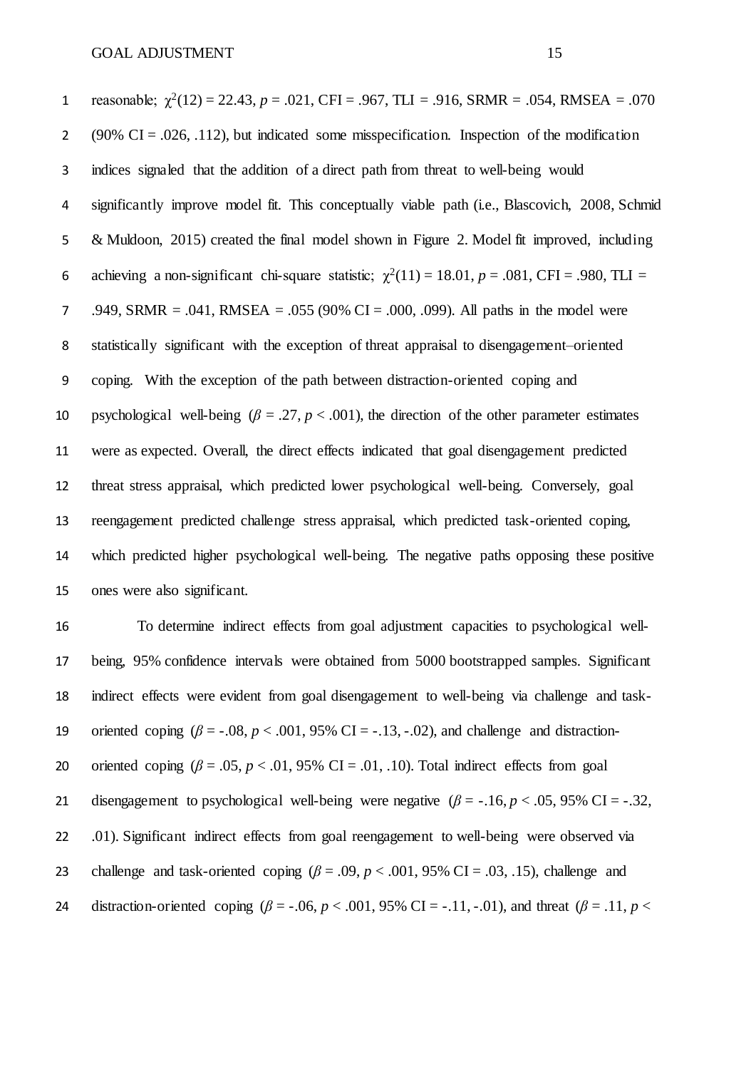reasonable; $\chi^2(12) = 22.43$, $p = .021$, CFI = .967, TLI = .916, SRMR = .054, RMSEA = .070 (90% CI = .026, .112), but indicated some misspecification. Inspection of the modification indices signaled that the addition of a direct path from threat to well-being would significantly improve model fit. This conceptually viable path (i.e., Blascovich, 2008, Schmid & Muldoon, 2015) created the final model shown in Figure 2. Model fit improved, including achieving a non-significant chi-square statistic; $\chi^2(11) = 18.01$, $p = .081$, CFI = .980, TLI = .949, SRMR = .041, RMSEA = .055 (90% CI = .000, .099). All paths in the model were statistically significant with the exception of threat appraisal to disengagement–oriented coping. With the exception of the path between distraction-oriented coping and psychological well-being ($\beta = .27$, $p < .001$), the direction of the other parameter estimates were as expected. Overall, the direct effects indicated that goal disengagement predicted threat stress appraisal, which predicted lower psychological well-being. Conversely, goal reengagement predicted challenge stress appraisal, which predicted task-oriented coping, which predicted higher psychological well-being. The negative paths opposing these positive ones were also significant.

To determine indirect effects from goal adjustment capacities to psychological well-being, 95% confidence intervals were obtained from 5000 bootstrapped samples. Significant indirect effects were evident from goal disengagement to well-being via challenge and task-oriented coping ($\beta = -.08$, $p < .001$, 95% CI = -.13, -.02), and challenge and distraction-oriented coping ($\beta = .05$, $p < .01$, 95% CI = .01, .10). Total indirect effects from goal disengagement to psychological well-being were negative ($\beta = -.16$, $p < .05$, 95% CI = -.32, .01). Significant indirect effects from goal reengagement to well-being were observed via challenge and task-oriented coping ($\beta = .09$, $p < .001$, 95% CI = .03, .15), challenge and distraction-oriented coping ($\beta = -.06$, $p < .001$, 95% CI = -.11, -.01), and threat ($\beta = .11$, $p <$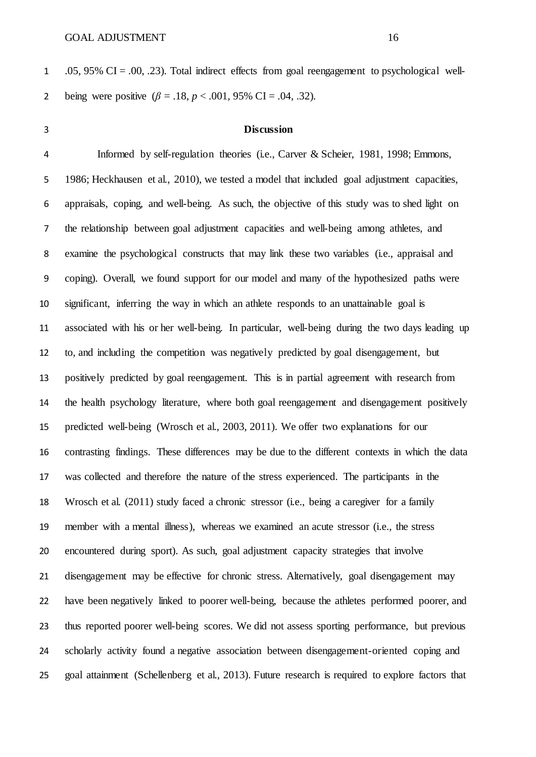.05, 95% CI = .00, .23). Total indirect effects from goal reengagement to psychological well-being were positive ($\beta$ = .18, $p$ < .001, 95% CI = .04, .32).

## Discussion

Informed by self-regulation theories (i.e., Carver & Scheier, 1981, 1998; Emmons, 1986; Heckhausen et al., 2010), we tested a model that included goal adjustment capacities, appraisals, coping, and well-being. As such, the objective of this study was to shed light on the relationship between goal adjustment capacities and well-being among athletes, and examine the psychological constructs that may link these two variables (i.e., appraisal and coping). Overall, we found support for our model and many of the hypothesized paths were significant, inferring the way in which an athlete responds to an unattainable goal is associated with his or her well-being. In particular, well-being during the two days leading up to, and including the competition was negatively predicted by goal disengagement, but positively predicted by goal reengagement. This is in partial agreement with research from the health psychology literature, where both goal reengagement and disengagement positively predicted well-being (Wrosch et al., 2003, 2011). We offer two explanations for our contrasting findings. These differences may be due to the different contexts in which the data was collected and therefore the nature of the stress experienced. The participants in the Wrosch et al. (2011) study faced a chronic stressor (i.e., being a caregiver for a family member with a mental illness), whereas we examined an acute stressor (i.e., the stress encountered during sport). As such, goal adjustment capacity strategies that involve disengagement may be effective for chronic stress. Alternatively, goal disengagement may have been negatively linked to poorer well-being, because the athletes performed poorer, and thus reported poorer well-being scores. We did not assess sporting performance, but previous scholarly activity found a negative association between disengagement-oriented coping and goal attainment (Schellenberg et al., 2013). Future research is required to explore factors that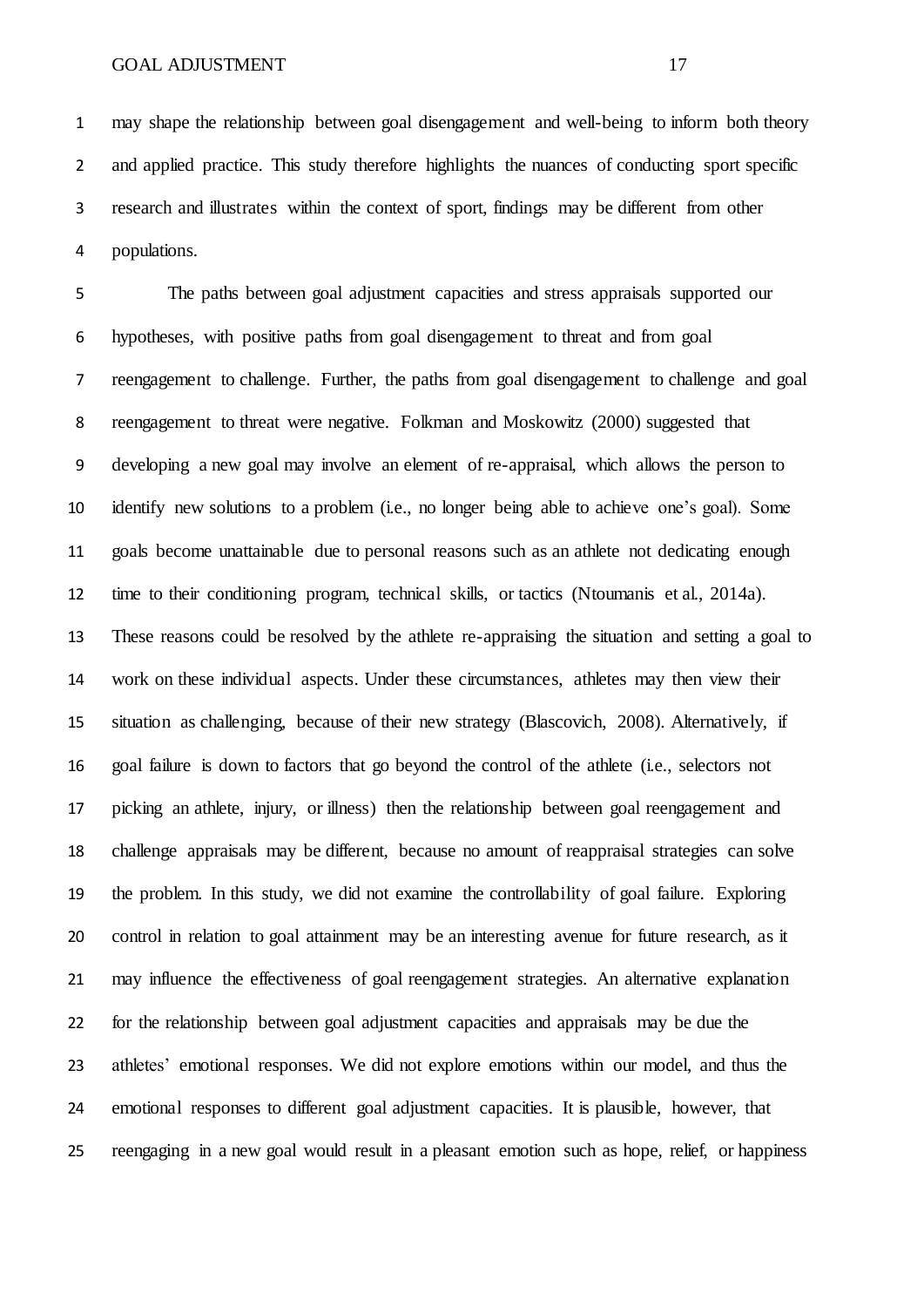may shape the relationship between goal disengagement and well-being to inform both theory and applied practice. This study therefore highlights the nuances of conducting sport specific research and illustrates within the context of sport, findings may be different from other populations.

The paths between goal adjustment capacities and stress appraisals supported our hypotheses, with positive paths from goal disengagement to threat and from goal reengagement to challenge. Further, the paths from goal disengagement to challenge and goal reengagement to threat were negative. Folkman and Moskowitz (2000) suggested that developing a new goal may involve an element of re-appraisal, which allows the person to identify new solutions to a problem (i.e., no longer being able to achieve one's goal). Some goals become unattainable due to personal reasons such as an athlete not dedicating enough time to their conditioning program, technical skills, or tactics (Ntoumanis et al., 2014a). These reasons could be resolved by the athlete re-appraising the situation and setting a goal to work on these individual aspects. Under these circumstances, athletes may then view their situation as challenging, because of their new strategy (Blascovich, 2008). Alternatively, if goal failure is down to factors that go beyond the control of the athlete (i.e., selectors not picking an athlete, injury, or illness) then the relationship between goal reengagement and challenge appraisals may be different, because no amount of reappraisal strategies can solve the problem. In this study, we did not examine the controllability of goal failure. Exploring control in relation to goal attainment may be an interesting avenue for future research, as it may influence the effectiveness of goal reengagement strategies. An alternative explanation for the relationship between goal adjustment capacities and appraisals may be due the athletes' emotional responses. We did not explore emotions within our model, and thus the emotional responses to different goal adjustment capacities. It is plausible, however, that reengaging in a new goal would result in a pleasant emotion such as hope, relief, or happiness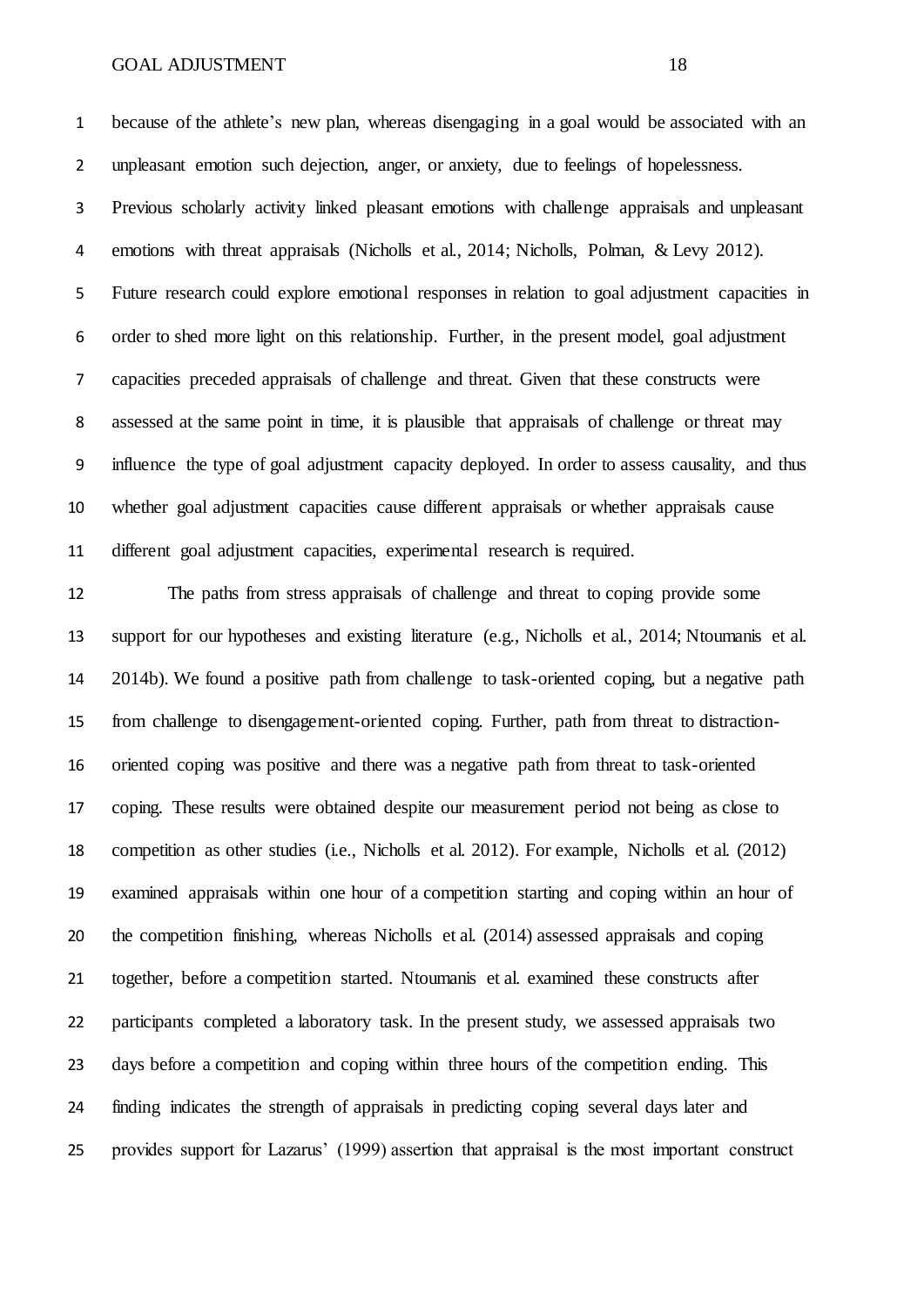because of the athlete's new plan, whereas disengaging in a goal would be associated with an unpleasant emotion such dejection, anger, or anxiety, due to feelings of hopelessness. Previous scholarly activity linked pleasant emotions with challenge appraisals and unpleasant emotions with threat appraisals (Nicholls et al., 2014; Nicholls, Polman, & Levy 2012). Future research could explore emotional responses in relation to goal adjustment capacities in order to shed more light on this relationship. Further, in the present model, goal adjustment capacities preceded appraisals of challenge and threat. Given that these constructs were assessed at the same point in time, it is plausible that appraisals of challenge or threat may influence the type of goal adjustment capacity deployed. In order to assess causality, and thus whether goal adjustment capacities cause different appraisals or whether appraisals cause different goal adjustment capacities, experimental research is required.

The paths from stress appraisals of challenge and threat to coping provide some support for our hypotheses and existing literature (e.g., Nicholls et al., 2014; Ntoumanis et al. 2014b). We found a positive path from challenge to task-oriented coping, but a negative path from challenge to disengagement-oriented coping. Further, path from threat to distraction-oriented coping was positive and there was a negative path from threat to task-oriented coping. These results were obtained despite our measurement period not being as close to competition as other studies (i.e., Nicholls et al. 2012). For example, Nicholls et al. (2012) examined appraisals within one hour of a competition starting and coping within an hour of the competition finishing, whereas Nicholls et al. (2014) assessed appraisals and coping together, before a competition started. Ntoumanis et al. examined these constructs after participants completed a laboratory task. In the present study, we assessed appraisals two days before a competition and coping within three hours of the competition ending. This finding indicates the strength of appraisals in predicting coping several days later and provides support for Lazarus' (1999) assertion that appraisal is the most important construct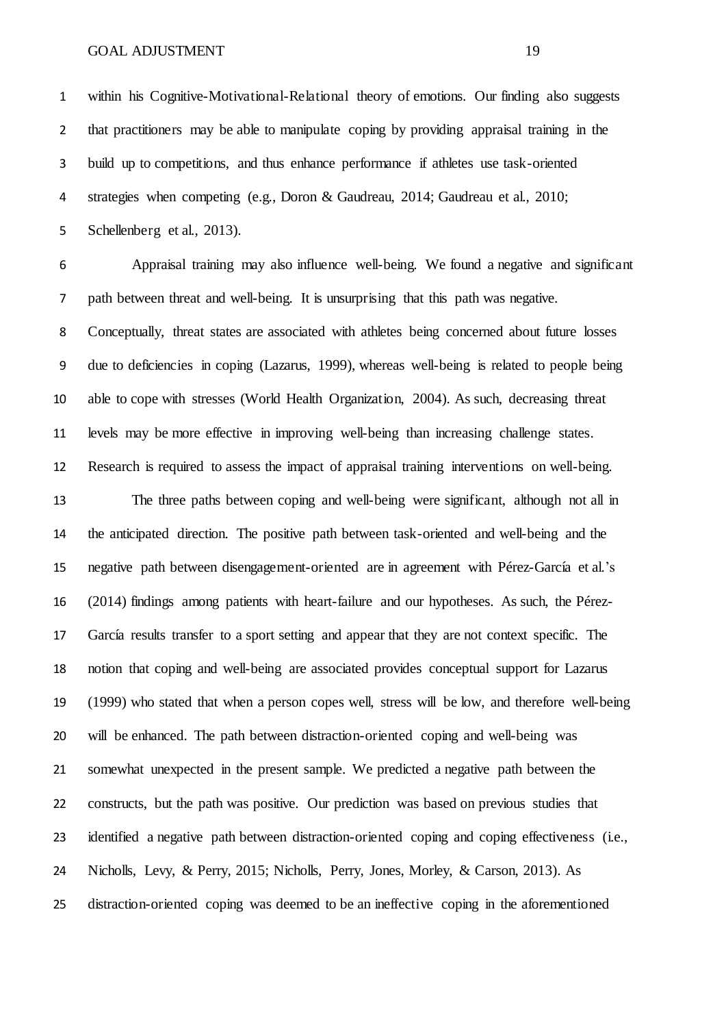within his Cognitive-Motivational-Relational theory of emotions. Our finding also suggests that practitioners may be able to manipulate coping by providing appraisal training in the build up to competitions, and thus enhance performance if athletes use task-oriented strategies when competing (e.g., Doron & Gaudreau, 2014; Gaudreau et al., 2010; Schellenberg et al., 2013).

Appraisal training may also influence well-being. We found a negative and significant path between threat and well-being. It is unsurprising that this path was negative. Conceptually, threat states are associated with athletes being concerned about future losses due to deficiencies in coping (Lazarus, 1999), whereas well-being is related to people being able to cope with stresses (World Health Organization, 2004). As such, decreasing threat levels may be more effective in improving well-being than increasing challenge states. Research is required to assess the impact of appraisal training interventions on well-being.

The three paths between coping and well-being were significant, although not all in the anticipated direction. The positive path between task-oriented and well-being and the negative path between disengagement-oriented are in agreement with Pérez-García et al.'s (2014) findings among patients with heart-failure and our hypotheses. As such, the Pérez-García results transfer to a sport setting and appear that they are not context specific. The notion that coping and well-being are associated provides conceptual support for Lazarus (1999) who stated that when a person copes well, stress will be low, and therefore well-being will be enhanced. The path between distraction-oriented coping and well-being was somewhat unexpected in the present sample. We predicted a negative path between the constructs, but the path was positive. Our prediction was based on previous studies that identified a negative path between distraction-oriented coping and coping effectiveness (i.e., Nicholls, Levy, & Perry, 2015; Nicholls, Perry, Jones, Morley, & Carson, 2013). As distraction-oriented coping was deemed to be an ineffective coping in the aforementioned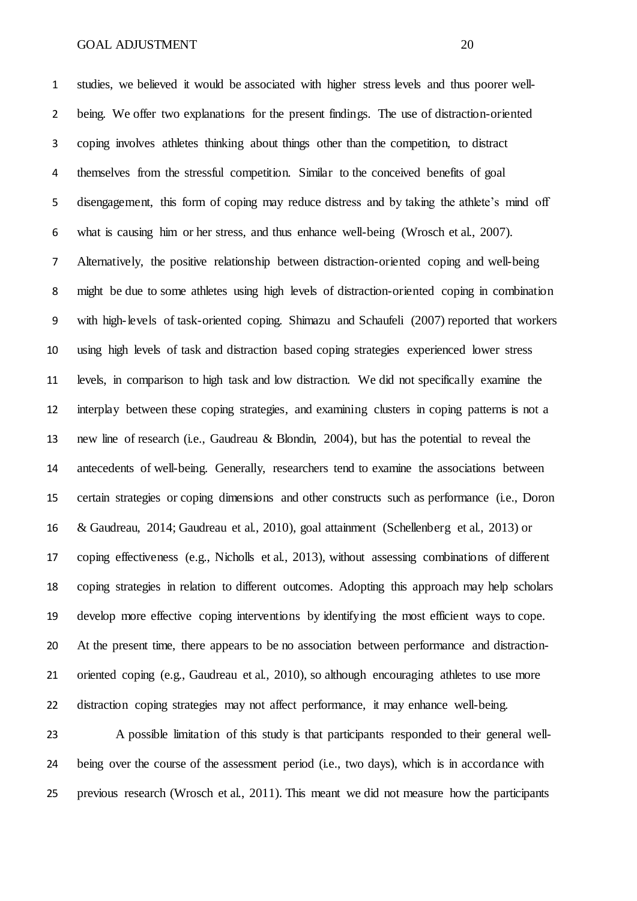studies, we believed it would be associated with higher stress levels and thus poorer well-being. We offer two explanations for the present findings. The use of distraction-oriented coping involves athletes thinking about things other than the competition, to distract themselves from the stressful competition. Similar to the conceived benefits of goal disengagement, this form of coping may reduce distress and by taking the athlete's mind off what is causing him or her stress, and thus enhance well-being (Wrosch et al., 2007). Alternatively, the positive relationship between distraction-oriented coping and well-being might be due to some athletes using high levels of distraction-oriented coping in combination with high-levels of task-oriented coping. Shimazu and Schaufeli (2007) reported that workers using high levels of task and distraction based coping strategies experienced lower stress levels, in comparison to high task and low distraction. We did not specifically examine the interplay between these coping strategies, and examining clusters in coping patterns is not a new line of research (i.e., Gaudreau & Blondin, 2004), but has the potential to reveal the antecedents of well-being. Generally, researchers tend to examine the associations between certain strategies or coping dimensions and other constructs such as performance (i.e., Doron & Gaudreau, 2014; Gaudreau et al., 2010), goal attainment (Schellenberg et al., 2013) or coping effectiveness (e.g., Nicholls et al., 2013), without assessing combinations of different coping strategies in relation to different outcomes. Adopting this approach may help scholars develop more effective coping interventions by identifying the most efficient ways to cope. At the present time, there appears to be no association between performance and distraction-oriented coping (e.g., Gaudreau et al., 2010), so although encouraging athletes to use more distraction coping strategies may not affect performance, it may enhance well-being.

A possible limitation of this study is that participants responded to their general well-being over the course of the assessment period (i.e., two days), which is in accordance with previous research (Wrosch et al., 2011). This meant we did not measure how the participants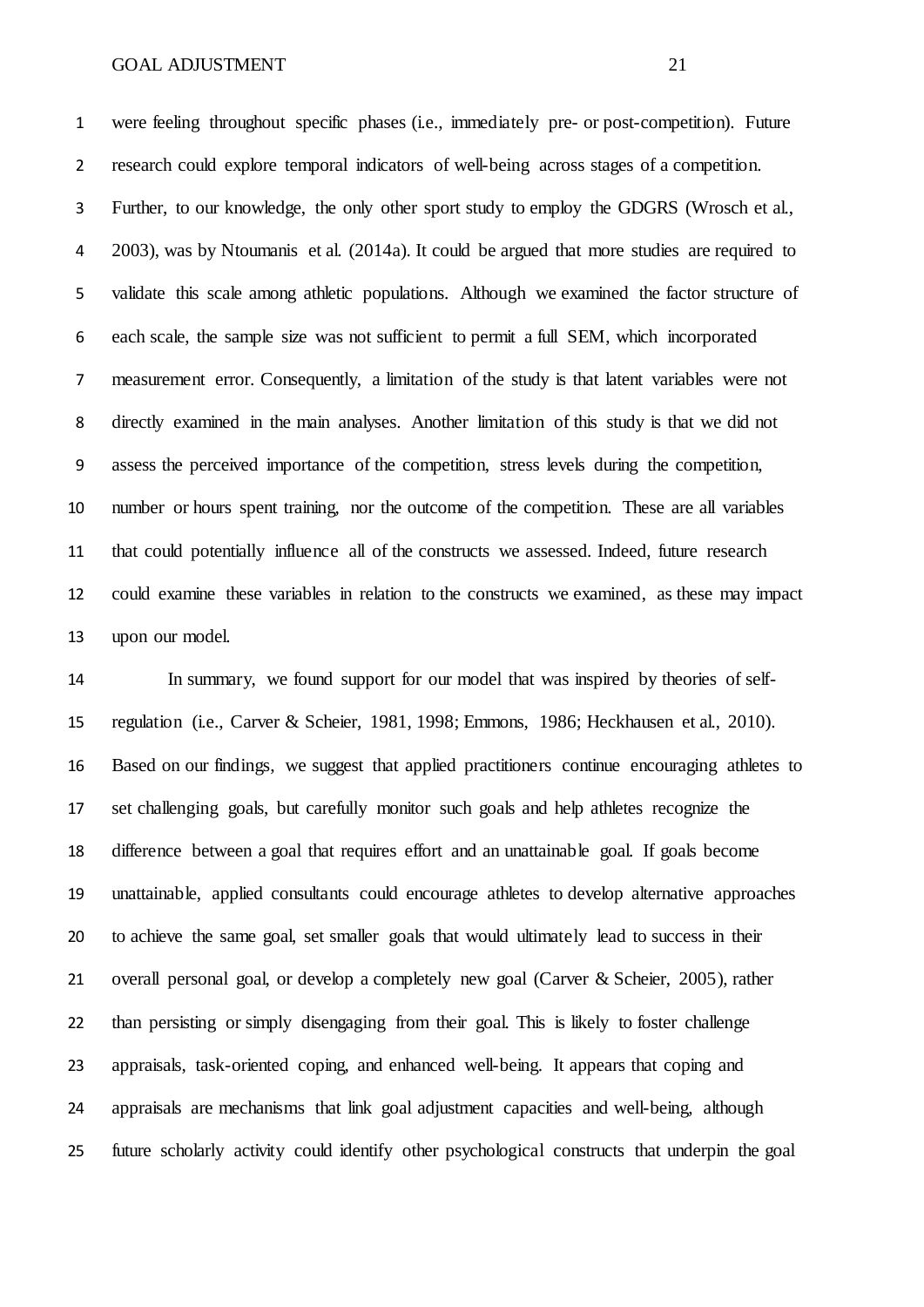were feeling throughout specific phases (i.e., immediately pre- or post-competition). Future research could explore temporal indicators of well-being across stages of a competition. Further, to our knowledge, the only other sport study to employ the GDGRS (Wrosch et al., 2003), was by Ntoumanis et al. (2014a). It could be argued that more studies are required to validate this scale among athletic populations. Although we examined the factor structure of each scale, the sample size was not sufficient to permit a full SEM, which incorporated measurement error. Consequently, a limitation of the study is that latent variables were not directly examined in the main analyses. Another limitation of this study is that we did not assess the perceived importance of the competition, stress levels during the competition, number or hours spent training, nor the outcome of the competition. These are all variables that could potentially influence all of the constructs we assessed. Indeed, future research could examine these variables in relation to the constructs we examined, as these may impact upon our model.

In summary, we found support for our model that was inspired by theories of self-regulation (i.e., Carver & Scheier, 1981, 1998; Emmons, 1986; Heckhausen et al., 2010). Based on our findings, we suggest that applied practitioners continue encouraging athletes to set challenging goals, but carefully monitor such goals and help athletes recognize the difference between a goal that requires effort and an unattainable goal. If goals become unattainable, applied consultants could encourage athletes to develop alternative approaches to achieve the same goal, set smaller goals that would ultimately lead to success in their overall personal goal, or develop a completely new goal (Carver & Scheier, 2005), rather than persisting or simply disengaging from their goal. This is likely to foster challenge appraisals, task-oriented coping, and enhanced well-being. It appears that coping and appraisals are mechanisms that link goal adjustment capacities and well-being, although future scholarly activity could identify other psychological constructs that underpin the goal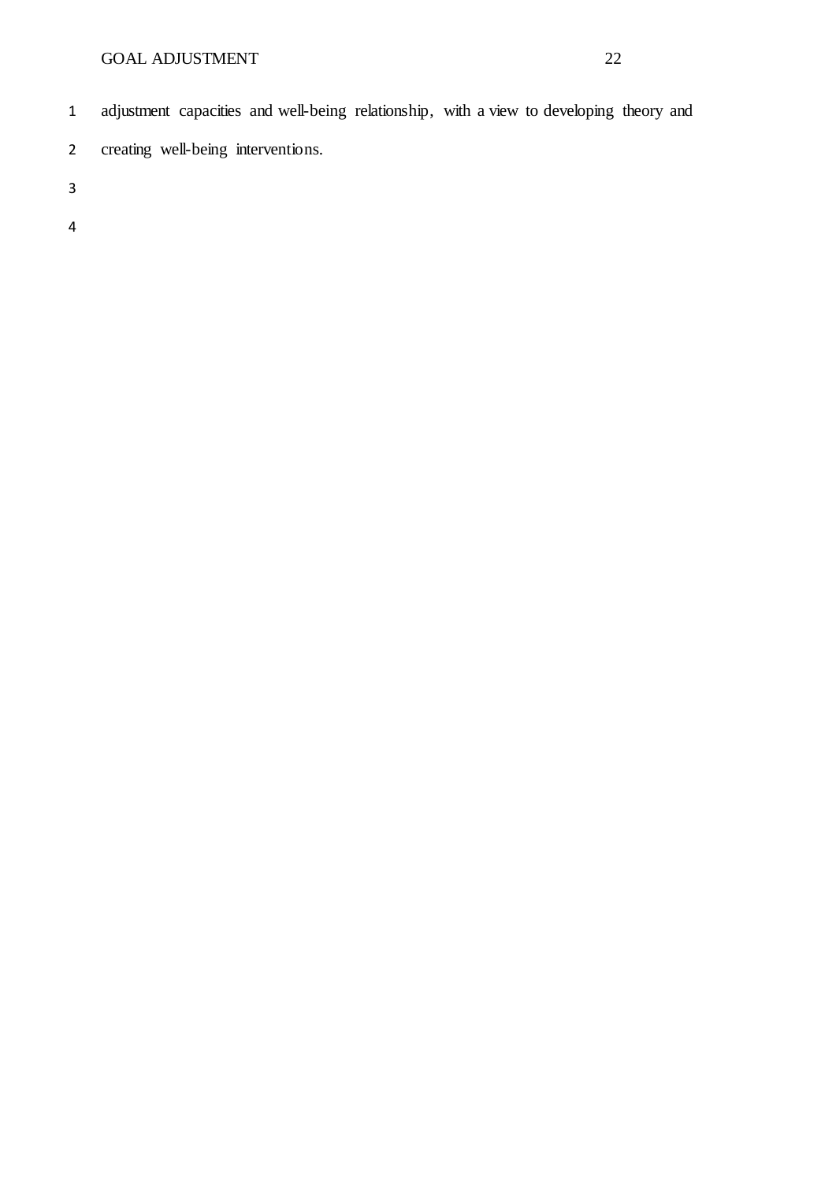adjustment capacities and well-being relationship, with a view to developing theory and creating well-being interventions.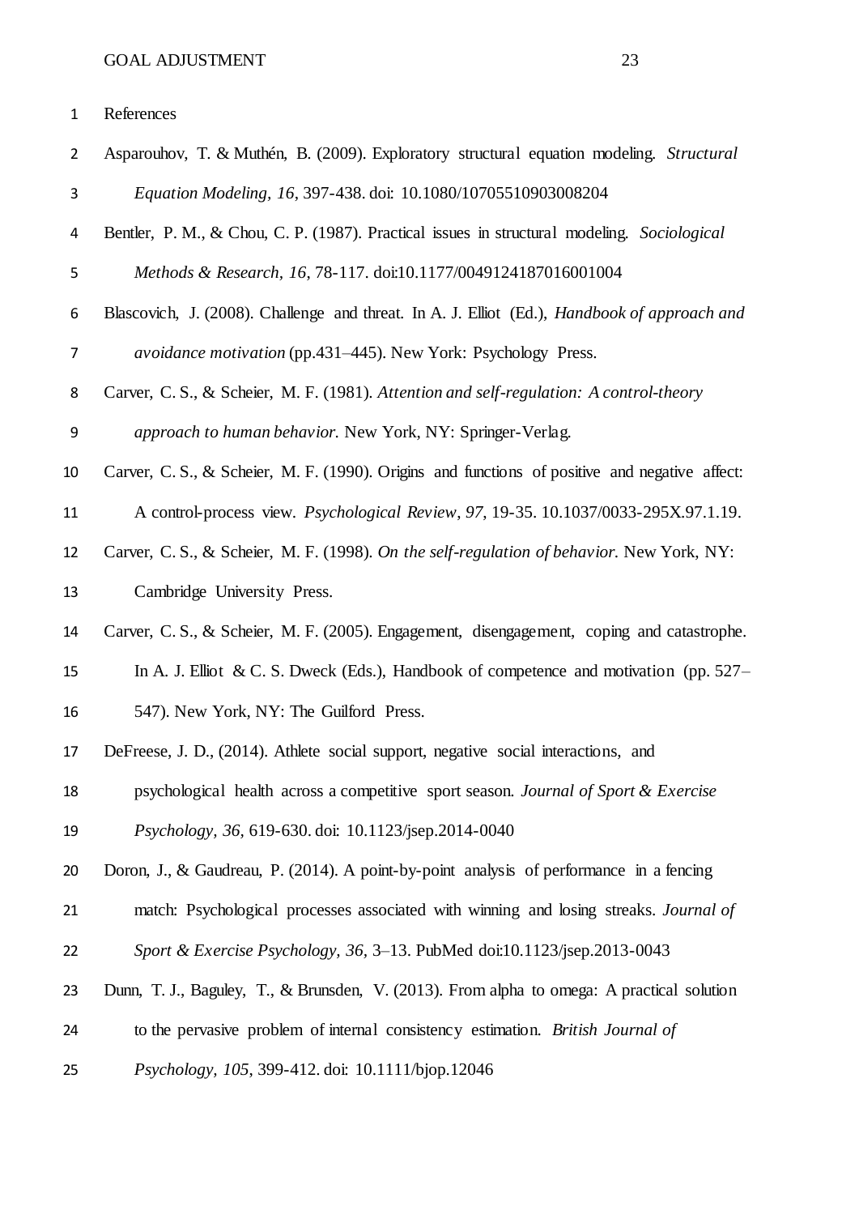References

Asparouhov, T. & Muthén, B. (2009). Exploratory structural equation modeling. *Structural Equation Modeling, 16*, 397-438. doi: 10.1080/10705510903008204

Bentler, P. M., & Chou, C. P. (1987). Practical issues in structural modeling. *Sociological Methods & Research, 16*, 78-117. doi:10.1177/0049124187016001004

Blascovich, J. (2008). Challenge and threat. In A. J. Elliot (Ed.), *Handbook of approach and avoidance motivation* (pp.431–445). New York: Psychology Press.

Carver, C. S., & Scheier, M. F. (1981). *Attention and self-regulation: A control-theory approach to human behavior.* New York, NY: Springer-Verlag.

Carver, C. S., & Scheier, M. F. (1990). Origins and functions of positive and negative affect: A control-process view. *Psychological Review, 97*, 19-35. 10.1037/0033-295X.97.1.19.

Carver, C. S., & Scheier, M. F. (1998). *On the self-regulation of behavior.* New York, NY: Cambridge University Press.

Carver, C. S., & Scheier, M. F. (2005). Engagement, disengagement, coping and catastrophe. In A. J. Elliot & C. S. Dweck (Eds.), Handbook of competence and motivation (pp. 527–547). New York, NY: The Guilford Press.

DeFreese, J. D., (2014). Athlete social support, negative social interactions, and psychological health across a competitive sport season. *Journal of Sport & Exercise Psychology, 36*, 619-630. doi: 10.1123/jsep.2014-0040

Doron, J., & Gaudreau, P. (2014). A point-by-point analysis of performance in a fencing match: Psychological processes associated with winning and losing streaks. *Journal of Sport & Exercise Psychology, 36*, 3–13. PubMed doi:10.1123/jsep.2013-0043

Dunn, T. J., Baguley, T., & Brunsden, V. (2013). From alpha to omega: A practical solution to the pervasive problem of internal consistency estimation. *British Journal of Psychology, 105*, 399-412. doi: 10.1111/bjop.12046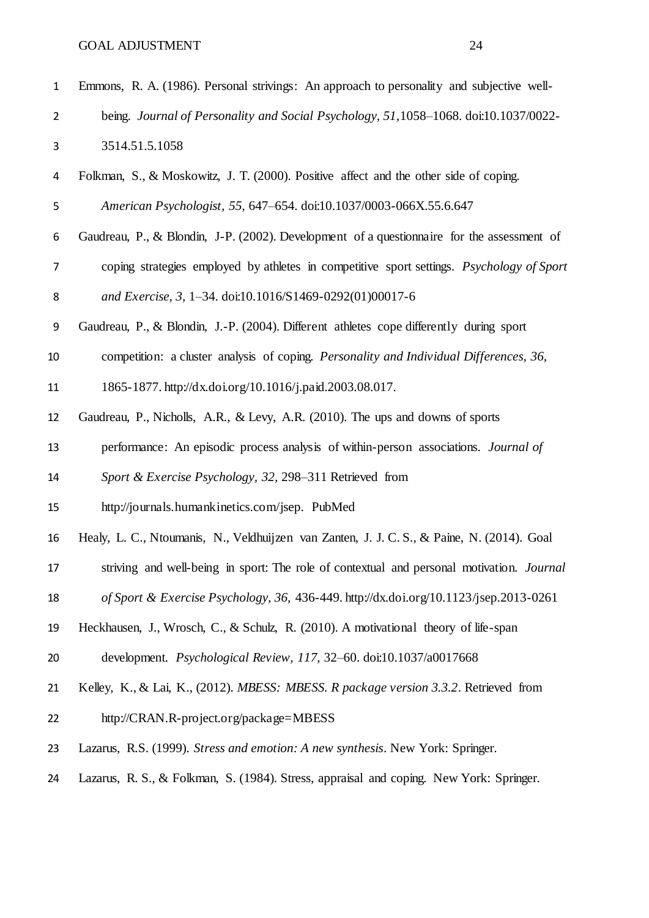Emmons, R. A. (1986). Personal strivings: An approach to personality and subjective well-being. *Journal of Personality and Social Psychology, 51,*1058–1068. doi:10.1037/0022-3514.51.5.1058

Folkman, S., & Moskowitz, J. T. (2000). Positive affect and the other side of coping. *American Psychologist, 55,* 647–654. doi:10.1037/0003-066X.55.6.647

Gaudreau, P., & Blondin, J-P. (2002). Development of a questionnaire for the assessment of coping strategies employed by athletes in competitive sport settings. *Psychology of Sport and Exercise, 3,* 1–34. doi:10.1016/S1469-0292(01)00017-6

Gaudreau, P., & Blondin, J.-P. (2004). Different athletes cope differently during sport competition: a cluster analysis of coping. *Personality and Individual Differences, 36,* 1865-1877. http://dx.doi.org/10.1016/j.paid.2003.08.017.

Gaudreau, P., Nicholls, A.R., & Levy, A.R. (2010). The ups and downs of sports performance: An episodic process analysis of within-person associations. *Journal of Sport & Exercise Psychology, 32,* 298–311 Retrieved from http://journals.humankinetics.com/jsep. PubMed

Healy, L. C., Ntoumanis, N., Veldhuijzen van Zanten, J. J. C. S., & Paine, N. (2014). Goal striving and well-being in sport: The role of contextual and personal motivation. *Journal of Sport & Exercise Psychology, 36,* 436-449. http://dx.doi.org/10.1123/jsep.2013-0261

Heckhausen, J., Wrosch, C., & Schulz, R. (2010). A motivational theory of life-span development. *Psychological Review, 117,* 32–60. doi:10.1037/a0017668

Kelley, K., & Lai, K., (2012). *MBESS: MBESS. R package version 3.3.2*. Retrieved from http://CRAN.R-project.org/package=MBESS

Lazarus, R.S. (1999). *Stress and emotion: A new synthesis*. New York: Springer.

Lazarus, R. S., & Folkman, S. (1984). Stress, appraisal and coping. New York: Springer.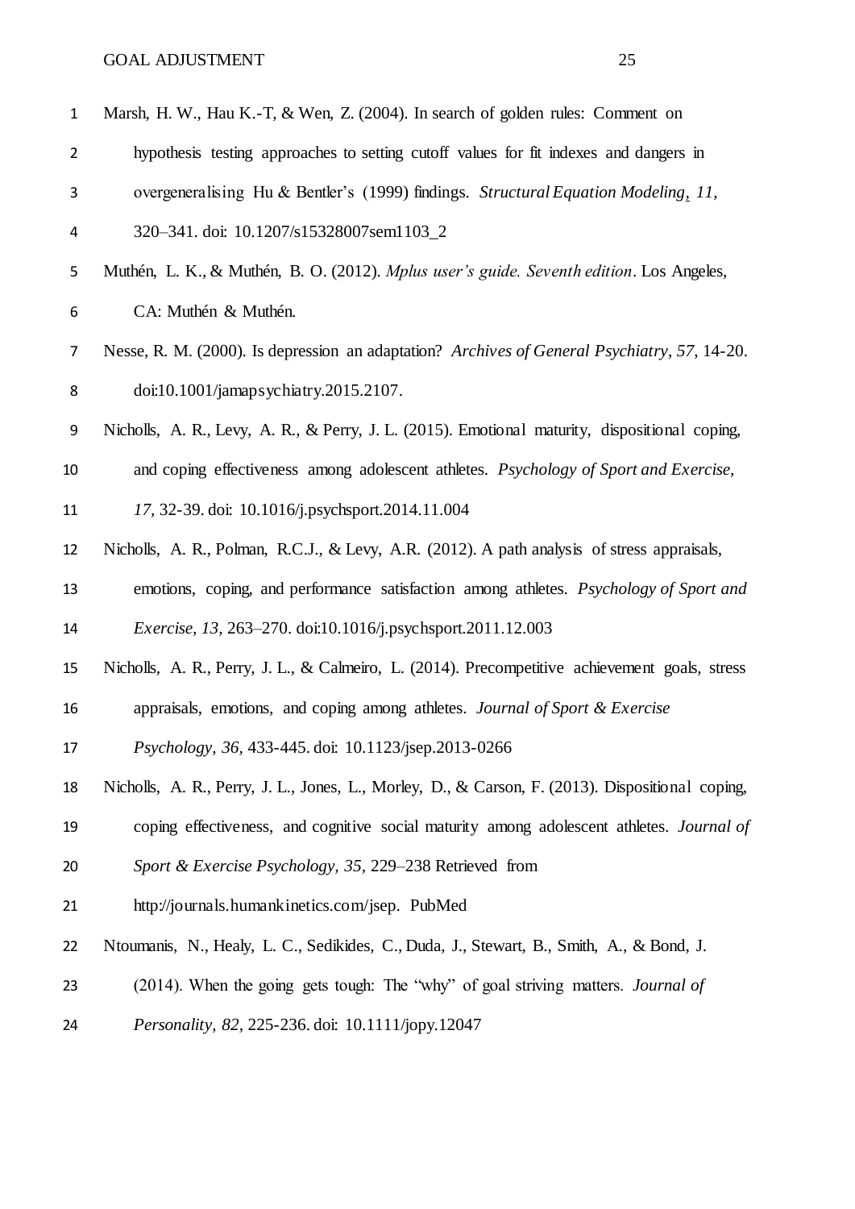Marsh, H. W., Hau K.-T, & Wen, Z. (2004). In search of golden rules: Comment on hypothesis testing approaches to setting cutoff values for fit indexes and dangers in overgeneralising Hu & Bentler's (1999) findings. *Structural Equation Modeling*, *11*, 320–341. doi: 10.1207/s15328007sem1103_2

Muthén, L. K., & Muthén, B. O. (2012). *Mplus user's guide. Seventh edition*. Los Angeles, CA: Muthén & Muthén.

Nesse, R. M. (2000). Is depression an adaptation? *Archives of General Psychiatry*, *57*, 14-20. doi:10.1001/jamapsychiatry.2015.2107.

Nicholls, A. R., Levy, A. R., & Perry, J. L. (2015). Emotional maturity, dispositional coping, and coping effectiveness among adolescent athletes. *Psychology of Sport and Exercise, 17,* 32-39. doi: 10.1016/j.psychsport.2014.11.004

Nicholls, A. R., Polman, R.C.J., & Levy, A.R. (2012). A path analysis of stress appraisals, emotions, coping, and performance satisfaction among athletes. *Psychology of Sport and Exercise, 13,* 263–270. doi:10.1016/j.psychsport.2011.12.003

Nicholls, A. R., Perry, J. L., & Calmeiro, L. (2014). Precompetitive achievement goals, stress appraisals, emotions, and coping among athletes. *Journal of Sport & Exercise Psychology, 36,* 433-445. doi: 10.1123/jsep.2013-0266

Nicholls, A. R., Perry, J. L., Jones, L., Morley, D., & Carson, F. (2013). Dispositional coping, coping effectiveness, and cognitive social maturity among adolescent athletes. *Journal of Sport & Exercise Psychology, 35,* 229–238 Retrieved from http://journals.humankinetics.com/jsep. PubMed

Ntoumanis, N., Healy, L. C., Sedikides, C., Duda, J., Stewart, B., Smith, A., & Bond, J. (2014). When the going gets tough: The "why" of goal striving matters. *Journal of Personality, 82,* 225-236. doi: 10.1111/jopy.12047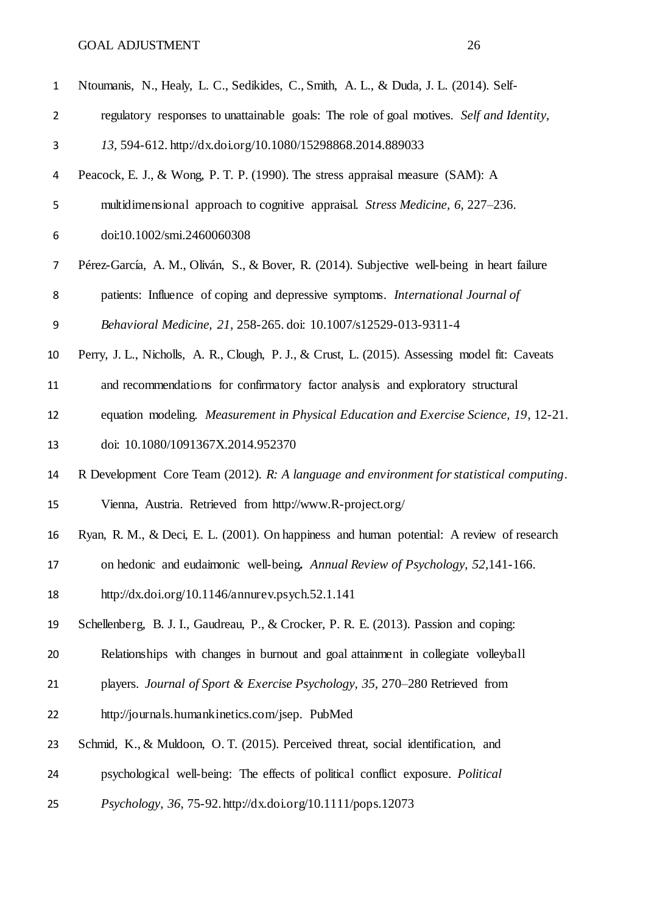Ntoumanis, N., Healy, L. C., Sedikides, C., Smith, A. L., & Duda, J. L. (2014). Self-regulatory responses to unattainable goals: The role of goal motives. *Self and Identity, 13*, 594-612. http://dx.doi.org/10.1080/15298868.2014.889033

Peacock, E. J., & Wong, P. T. P. (1990). The stress appraisal measure (SAM): A multidimensional approach to cognitive appraisal. *Stress Medicine, 6*, 227–236. doi:10.1002/smi.2460060308

Pérez-García, A. M., Oliván, S., & Bover, R. (2014). Subjective well-being in heart failure patients: Influence of coping and depressive symptoms. *International Journal of Behavioral Medicine, 21*, 258-265. doi: 10.1007/s12529-013-9311-4

Perry, J. L., Nicholls, A. R., Clough, P. J., & Crust, L. (2015). Assessing model fit: Caveats and recommendations for confirmatory factor analysis and exploratory structural equation modeling. *Measurement in Physical Education and Exercise Science, 19*, 12-21. doi: 10.1080/1091367X.2014.952370

R Development Core Team (2012). *R: A language and environment for statistical computing*. Vienna, Austria. Retrieved from http://www.R-project.org/

Ryan, R. M., & Deci, E. L. (2001). On happiness and human potential: A review of research on hedonic and eudaimonic well-being**.** *Annual Review of Psychology, 52*,141-166. http://dx.doi.org/10.1146/annurev.psych.52.1.141

Schellenberg, B. J. I., Gaudreau, P., & Crocker, P. R. E. (2013). Passion and coping: Relationships with changes in burnout and goal attainment in collegiate volleyball players. *Journal of Sport & Exercise Psychology, 35*, 270–280 Retrieved from http://journals.humankinetics.com/jsep. PubMed

Schmid, K., & Muldoon, O. T. (2015). Perceived threat, social identification, and psychological well-being: The effects of political conflict exposure. *Political Psychology, 36*, 75-92. http://dx.doi.org/10.1111/pops.12073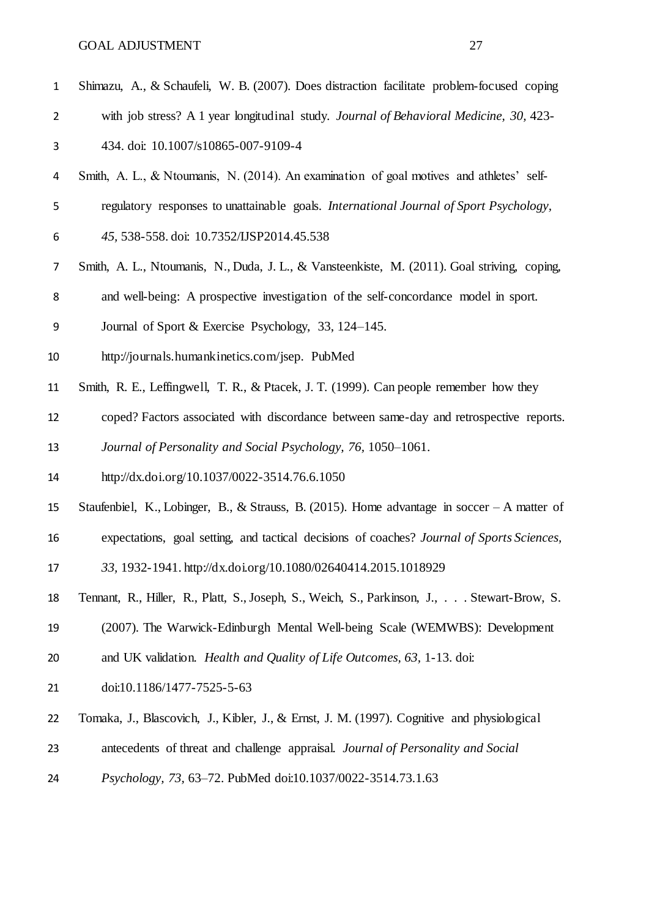Shimazu, A., & Schaufeli, W. B. (2007). Does distraction facilitate problem-focused coping with job stress? A 1 year longitudinal study. *Journal of Behavioral Medicine, 30,* 423-434. doi: 10.1007/s10865-007-9109-4

Smith, A. L., & Ntoumanis, N. (2014). An examination of goal motives and athletes' self-regulatory responses to unattainable goals. *International Journal of Sport Psychology, 45,* 538-558. doi: 10.7352/IJSP2014.45.538

Smith, A. L., Ntoumanis, N., Duda, J. L., & Vansteenkiste, M. (2011). Goal striving, coping, and well-being: A prospective investigation of the self-concordance model in sport. Journal of Sport & Exercise Psychology, 33, 124–145. http://journals.humankinetics.com/jsep. PubMed

Smith, R. E., Leffingwell, T. R., & Ptacek, J. T. (1999). Can people remember how they coped? Factors associated with discordance between same-day and retrospective reports. *Journal of Personality and Social Psychology, 76,* 1050–1061. http://dx.doi.org/10.1037/0022-3514.76.6.1050

Staufenbiel, K., Lobinger, B., & Strauss, B. (2015). Home advantage in soccer – A matter of expectations, goal setting, and tactical decisions of coaches? *Journal of Sports Sciences, 33,* 1932-1941. http://dx.doi.org/10.1080/02640414.2015.1018929

Tennant, R., Hiller, R., Platt, S., Joseph, S., Weich, S., Parkinson, J., . . . Stewart-Brow, S. (2007). The Warwick-Edinburgh Mental Well-being Scale (WEMWBS): Development and UK validation. *Health and Quality of Life Outcomes, 63,* 1-13. doi: doi:10.1186/1477-7525-5-63

Tomaka, J., Blascovich, J., Kibler, J., & Ernst, J. M. (1997). Cognitive and physiological antecedents of threat and challenge appraisal. *Journal of Personality and Social Psychology, 73,* 63–72. PubMed doi:10.1037/0022-3514.73.1.63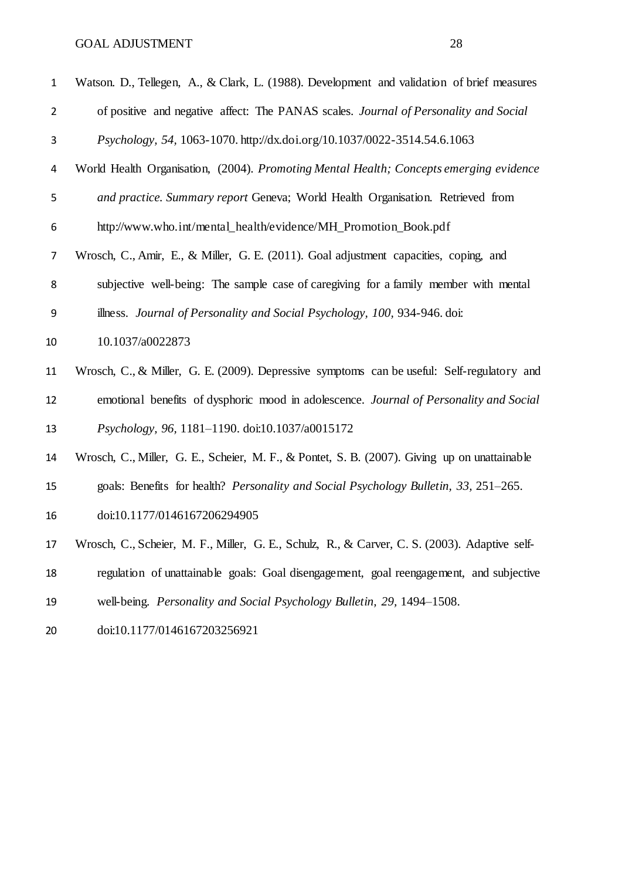Watson. D., Tellegen, A., & Clark, L. (1988). Development and validation of brief measures of positive and negative affect: The PANAS scales. *Journal of Personality and Social Psychology, 54,* 1063-1070. http://dx.doi.org/10.1037/0022-3514.54.6.1063

World Health Organisation, (2004). *Promoting Mental Health; Concepts emerging evidence and practice. Summary report* Geneva; World Health Organisation. Retrieved from http://www.who.int/mental_health/evidence/MH_Promotion_Book.pdf

Wrosch, C., Amir, E., & Miller, G. E. (2011). Goal adjustment capacities, coping, and subjective well-being: The sample case of caregiving for a family member with mental illness. *Journal of Personality and Social Psychology, 100,* 934-946. doi: 10.1037/a0022873

Wrosch, C., & Miller, G. E. (2009). Depressive symptoms can be useful: Self-regulatory and emotional benefits of dysphoric mood in adolescence. *Journal of Personality and Social Psychology, 96,* 1181–1190. doi:10.1037/a0015172

Wrosch, C., Miller, G. E., Scheier, M. F., & Pontet, S. B. (2007). Giving up on unattainable goals: Benefits for health? *Personality and Social Psychology Bulletin, 33,* 251–265. doi:10.1177/0146167206294905

Wrosch, C., Scheier, M. F., Miller, G. E., Schulz, R., & Carver, C. S. (2003). Adaptive self-regulation of unattainable goals: Goal disengagement, goal reengagement, and subjective well-being. *Personality and Social Psychology Bulletin, 29,* 1494–1508. doi:10.1177/0146167203256921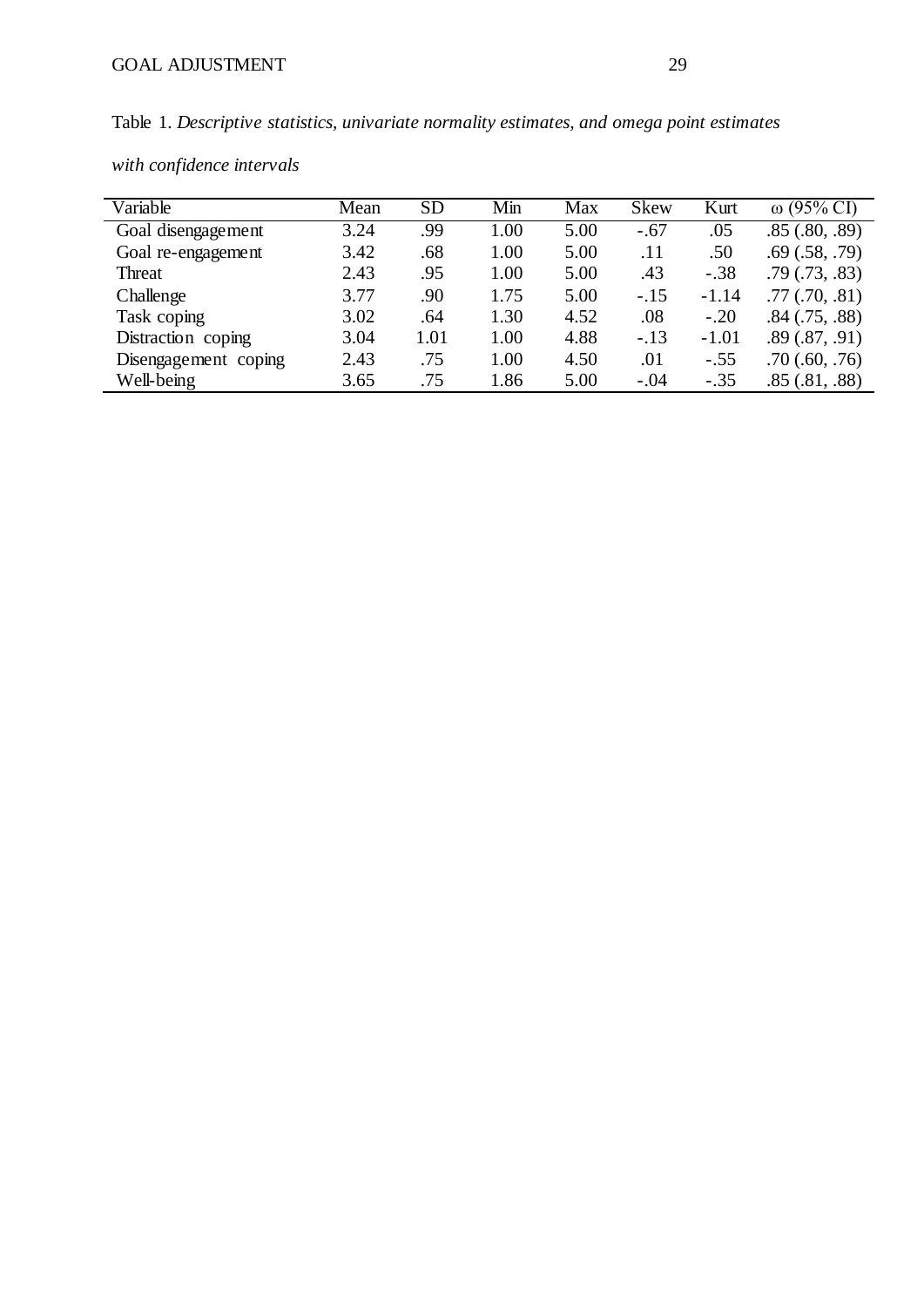Table 1. *Descriptive statistics, univariate normality estimates, and omega point estimates with confidence intervals*

| Variable | Mean | SD | Min | Max | Skew | Kurt | ω (95% CI) |
|---|---|---|---|---|---|---|---|
| Goal disengagement | 3.24 | .99 | 1.00 | 5.00 | -.67 | .05 | .85 (.80, .89) |
| Goal re-engagement | 3.42 | .68 | 1.00 | 5.00 | .11 | .50 | .69 (.58, .79) |
| Threat | 2.43 | .95 | 1.00 | 5.00 | .43 | -.38 | .79 (.73, .83) |
| Challenge | 3.77 | .90 | 1.75 | 5.00 | -.15 | -1.14 | .77 (.70, .81) |
| Task coping | 3.02 | .64 | 1.30 | 4.52 | .08 | -.20 | .84 (.75, .88) |
| Distraction coping | 3.04 | 1.01 | 1.00 | 4.88 | -.13 | -1.01 | .89 (.87, .91) |
| Disengagement coping | 2.43 | .75 | 1.00 | 4.50 | .01 | -.55 | .70 (.60, .76) |
| Well-being | 3.65 | .75 | 1.86 | 5.00 | -.04 | -.35 | .85 (.81, .88) |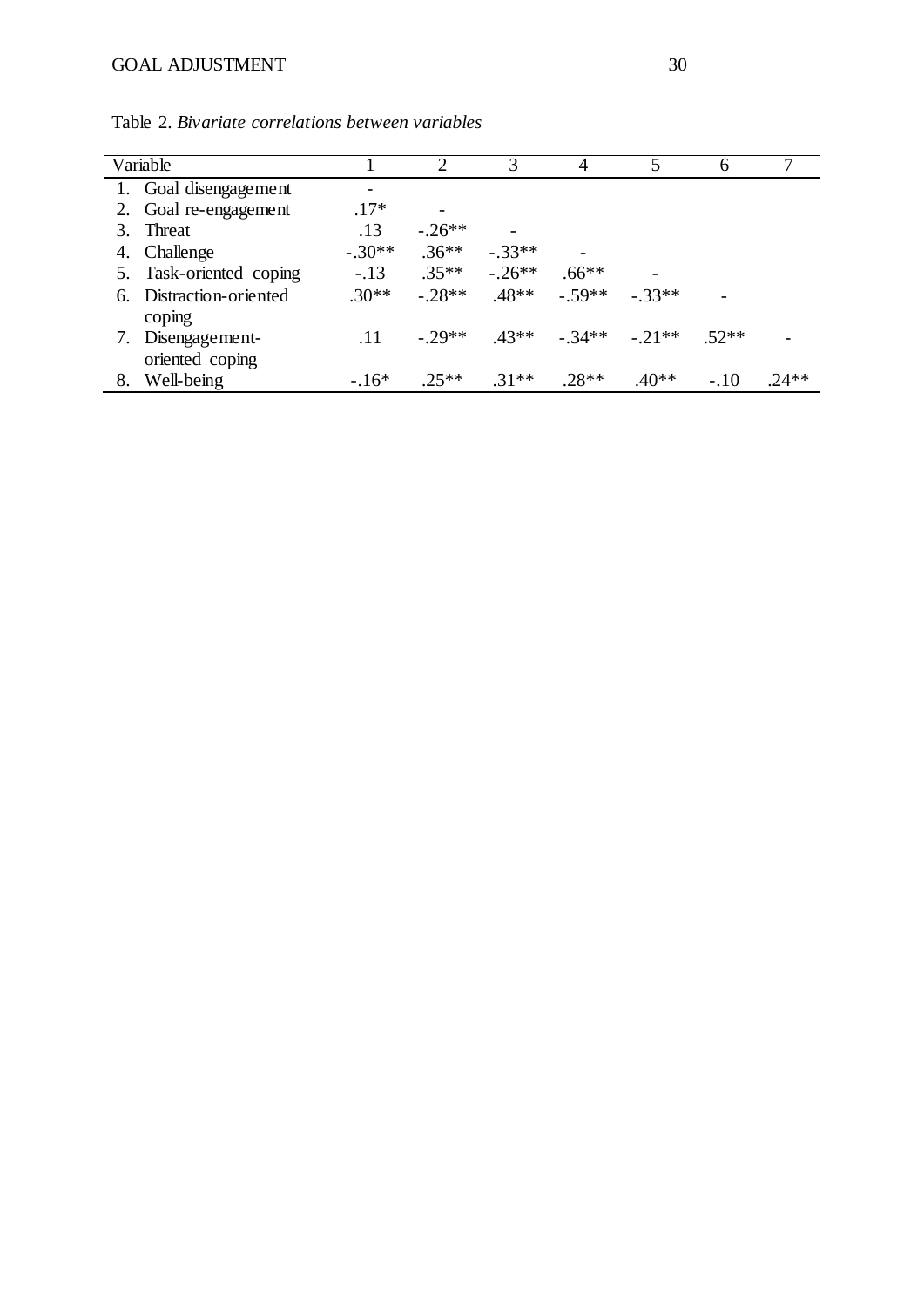Table 2. *Bivariate correlations between variables*

| Variable | 1 | 2 | 3 | 4 | 5 | 6 | 7 |
|---|---|---|---|---|---|---|---|
| 1. Goal disengagement | - | | | | | | |
| 2. Goal re-engagement | .17* | - | | | | | |
| 3. Threat | .13 | -.26** | - | | | | |
| 4. Challenge | -.30** | .36** | -.33** | - | | | |
| 5. Task-oriented coping | -.13 | .35** | -.26** | .66** | - | | |
| 6. Distraction-oriented coping | .30** | -.28** | .48** | -.59** | -.33** | - | |
| 7. Disengagement-oriented coping | .11 | -.29** | .43** | -.34** | -.21** | .52** | - |
| 8. Well-being | -.16* | .25** | .31** | .28** | .40** | -.10 | .24** |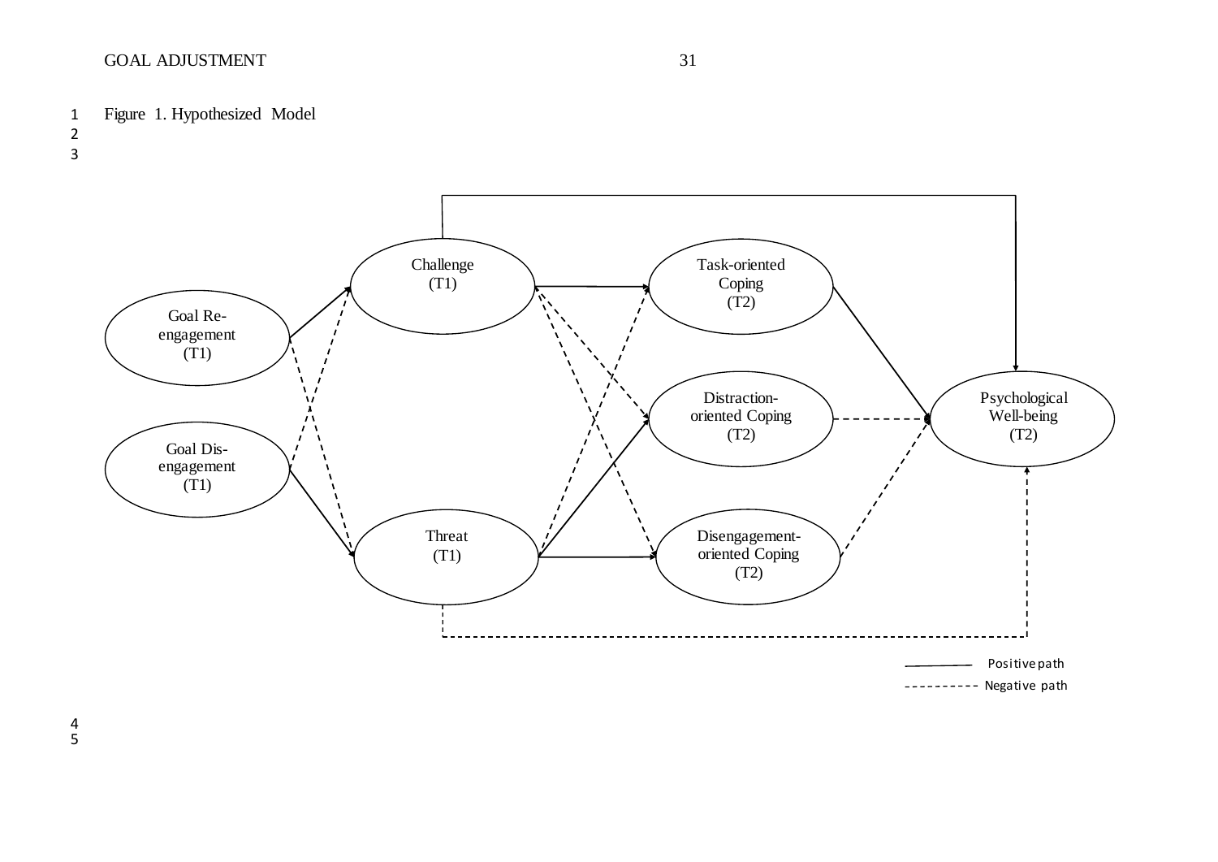Figure 1. Hypothesized Model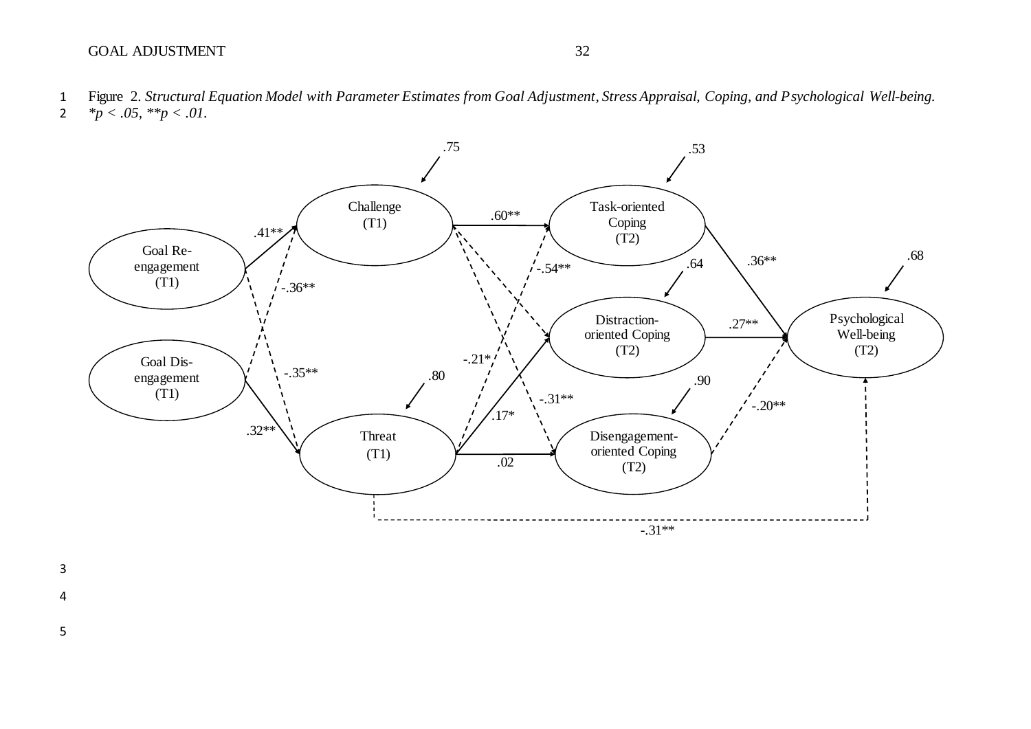Figure 2. *Structural Equation Model with Parameter Estimates from Goal Adjustment, Stress Appraisal, Coping, and Psychological Well-being.*
*\*p < .05, \*\*p < .01.*

.75

.53

Challenge (T1)

.60**

Task-oriented Coping (T2)

.41**

Goal Re-engagement (T1)

-.54**

.64

.36**

.68

-.36**

Distraction-oriented Coping (T2)

.27**

Psychological Well-being (T2)

-.21*

Goal Dis-engagement (T1)

-.35**

.80

.90

-.31**

-.20**

.17*

.32**

Threat (T1)

Disengagement-oriented Coping (T2)

.02

-.31**